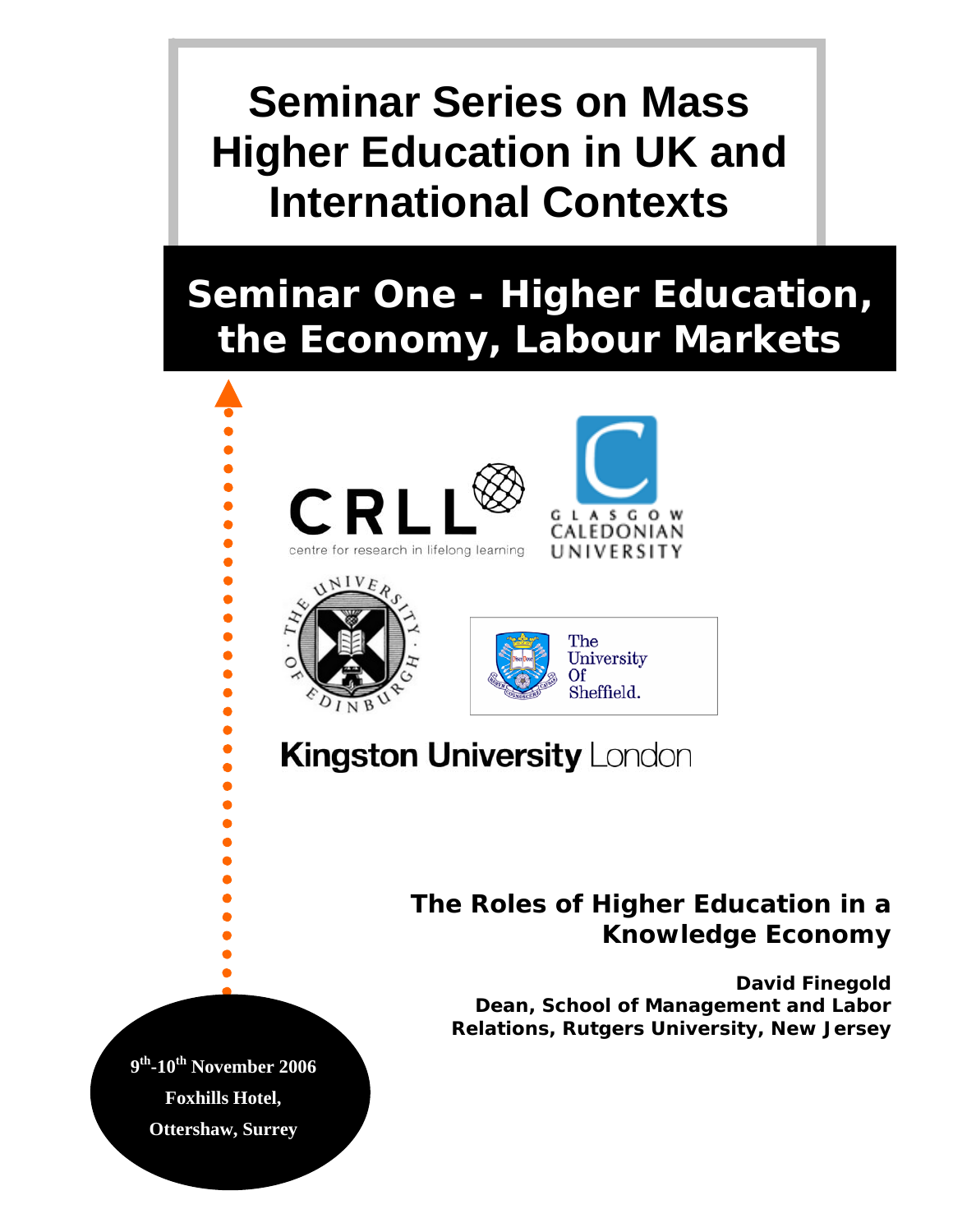# Seminar Series on Mass Higher Education in UK and International Contexts

## Seminar One - Higher Education, the Economy, Labour Markets

CRLL

centre for research in lifelong learning

GLASGOW CALEDONIAN UNIVERSITY

THE UNIVERSITY OF EDINBURGH

The University Of Sheffield.

Kingston University London

### The Roles of Higher Education in a Knowledge Economy

**David Finegold**
**Dean, School of Management and Labor Relations, Rutgers University, New Jersey**

**9th-10th November 2006**
**Foxhills Hotel,**
**Ottershaw, Surrey**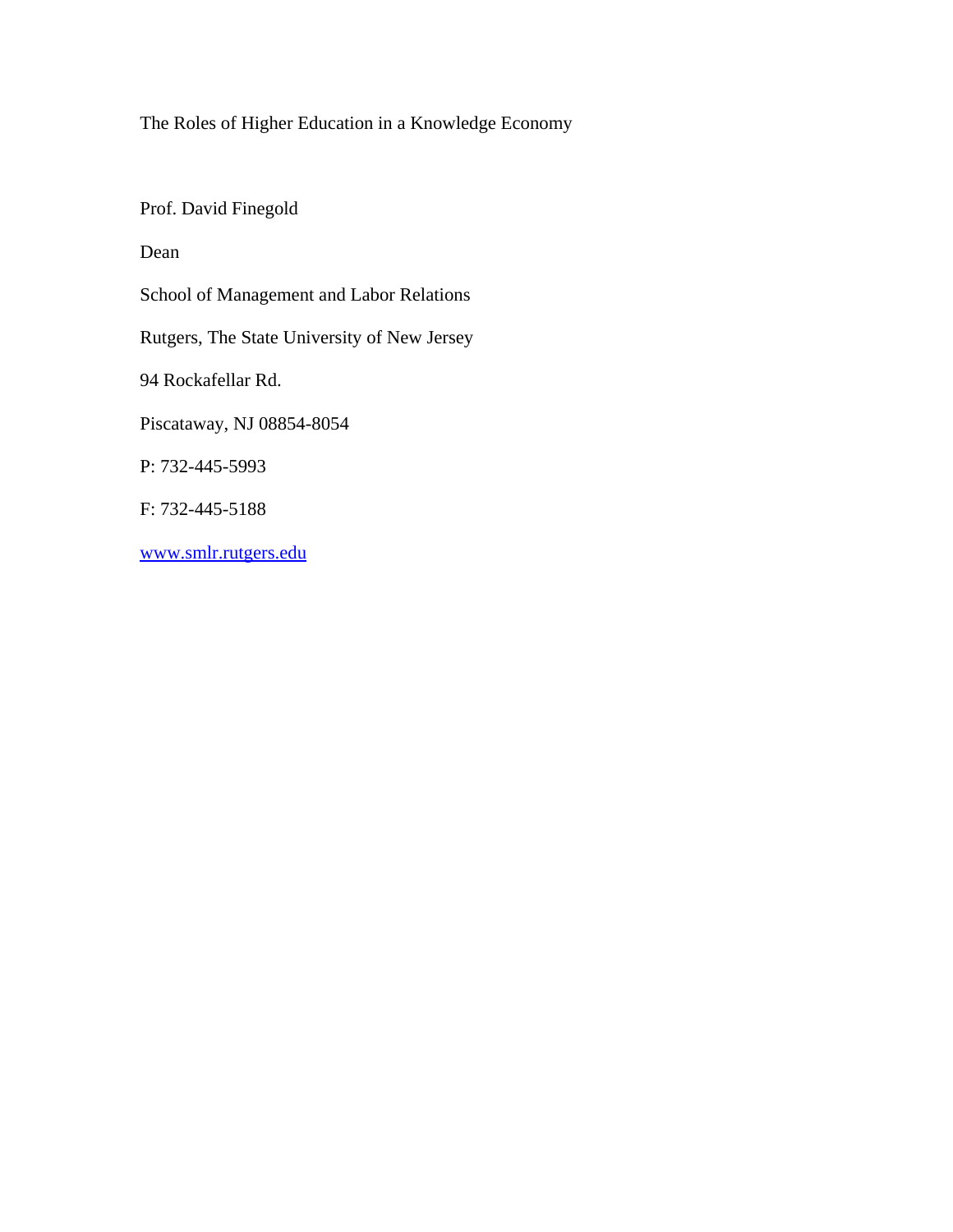The Roles of Higher Education in a Knowledge Economy

Prof. David Finegold

Dean

School of Management and Labor Relations

Rutgers, The State University of New Jersey

94 Rockafellar Rd.

Piscataway, NJ 08854-8054

P: 732-445-5993

F: 732-445-5188

www.smlr.rutgers.edu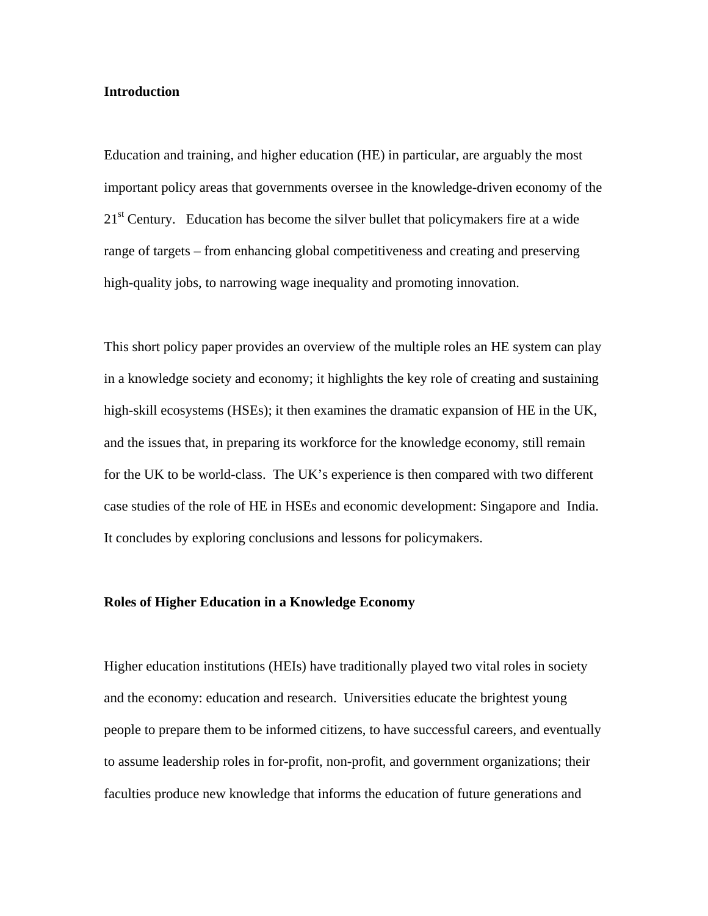**Introduction**

Education and training, and higher education (HE) in particular, are arguably the most important policy areas that governments oversee in the knowledge-driven economy of the 21st Century. Education has become the silver bullet that policymakers fire at a wide range of targets – from enhancing global competitiveness and creating and preserving high-quality jobs, to narrowing wage inequality and promoting innovation.

This short policy paper provides an overview of the multiple roles an HE system can play in a knowledge society and economy; it highlights the key role of creating and sustaining high-skill ecosystems (HSEs); it then examines the dramatic expansion of HE in the UK, and the issues that, in preparing its workforce for the knowledge economy, still remain for the UK to be world-class. The UK's experience is then compared with two different case studies of the role of HE in HSEs and economic development: Singapore and India. It concludes by exploring conclusions and lessons for policymakers.

**Roles of Higher Education in a Knowledge Economy**

Higher education institutions (HEIs) have traditionally played two vital roles in society and the economy: education and research. Universities educate the brightest young people to prepare them to be informed citizens, to have successful careers, and eventually to assume leadership roles in for-profit, non-profit, and government organizations; their faculties produce new knowledge that informs the education of future generations and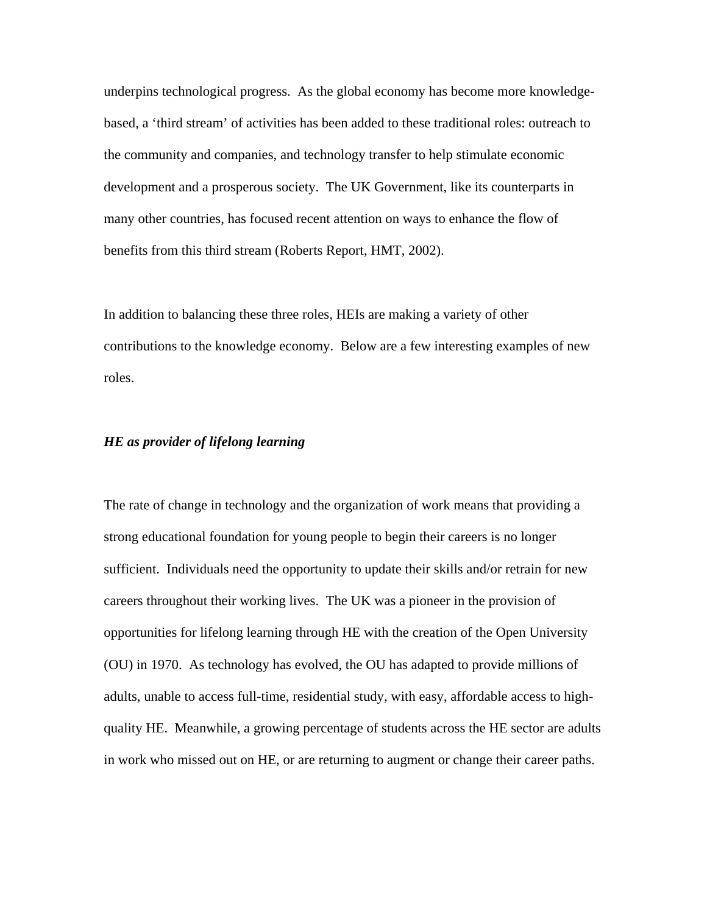underpins technological progress. As the global economy has become more knowledge-based, a 'third stream' of activities has been added to these traditional roles: outreach to the community and companies, and technology transfer to help stimulate economic development and a prosperous society. The UK Government, like its counterparts in many other countries, has focused recent attention on ways to enhance the flow of benefits from this third stream (Roberts Report, HMT, 2002).

In addition to balancing these three roles, HEIs are making a variety of other contributions to the knowledge economy. Below are a few interesting examples of new roles.

***HE as provider of lifelong learning***

The rate of change in technology and the organization of work means that providing a strong educational foundation for young people to begin their careers is no longer sufficient. Individuals need the opportunity to update their skills and/or retrain for new careers throughout their working lives. The UK was a pioneer in the provision of opportunities for lifelong learning through HE with the creation of the Open University (OU) in 1970. As technology has evolved, the OU has adapted to provide millions of adults, unable to access full-time, residential study, with easy, affordable access to high-quality HE. Meanwhile, a growing percentage of students across the HE sector are adults in work who missed out on HE, or are returning to augment or change their career paths.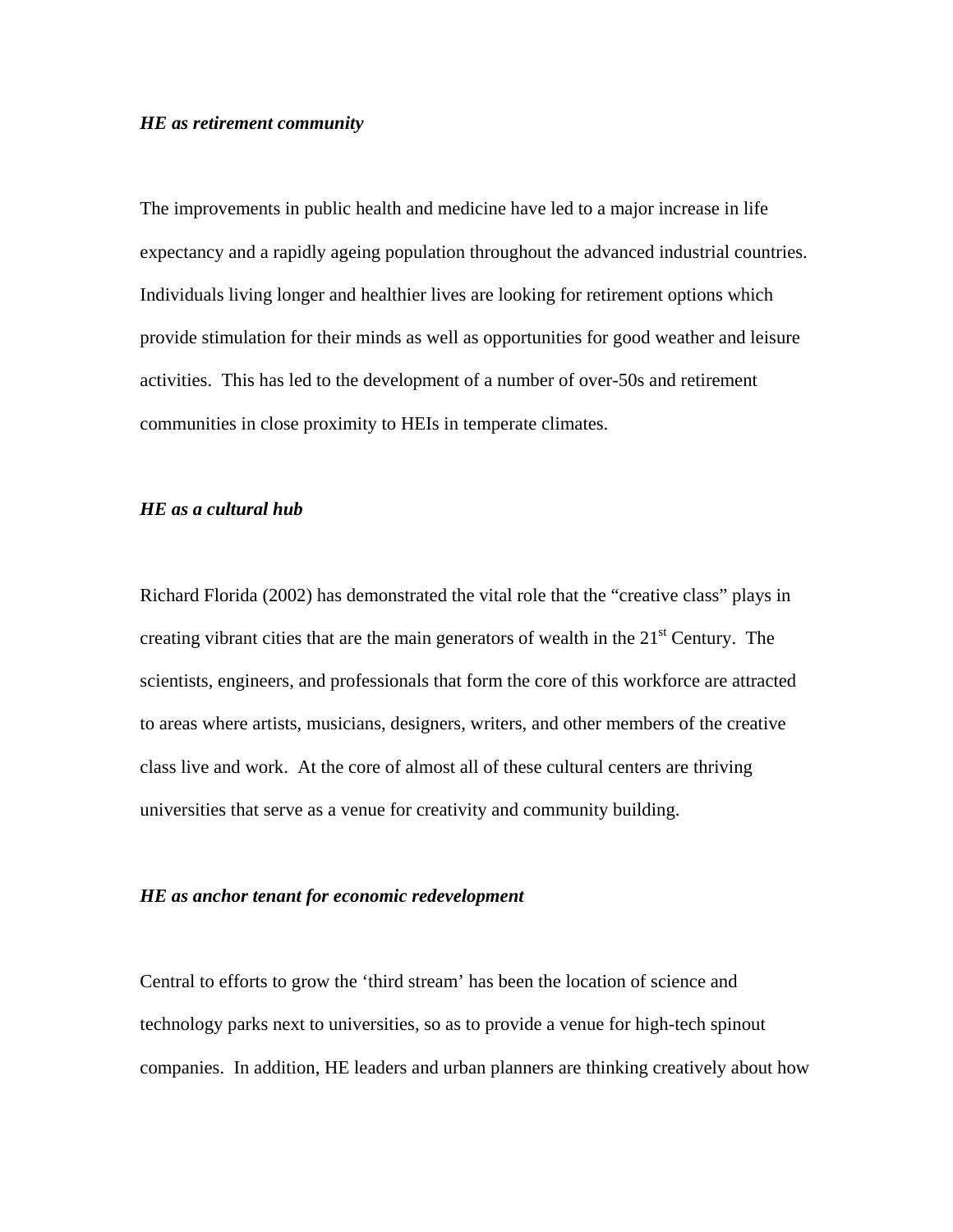***HE as retirement community***

The improvements in public health and medicine have led to a major increase in life expectancy and a rapidly ageing population throughout the advanced industrial countries. Individuals living longer and healthier lives are looking for retirement options which provide stimulation for their minds as well as opportunities for good weather and leisure activities. This has led to the development of a number of over-50s and retirement communities in close proximity to HEIs in temperate climates.

***HE as a cultural hub***

Richard Florida (2002) has demonstrated the vital role that the "creative class" plays in creating vibrant cities that are the main generators of wealth in the 21st Century. The scientists, engineers, and professionals that form the core of this workforce are attracted to areas where artists, musicians, designers, writers, and other members of the creative class live and work. At the core of almost all of these cultural centers are thriving universities that serve as a venue for creativity and community building.

***HE as anchor tenant for economic redevelopment***

Central to efforts to grow the 'third stream' has been the location of science and technology parks next to universities, so as to provide a venue for high-tech spinout companies. In addition, HE leaders and urban planners are thinking creatively about how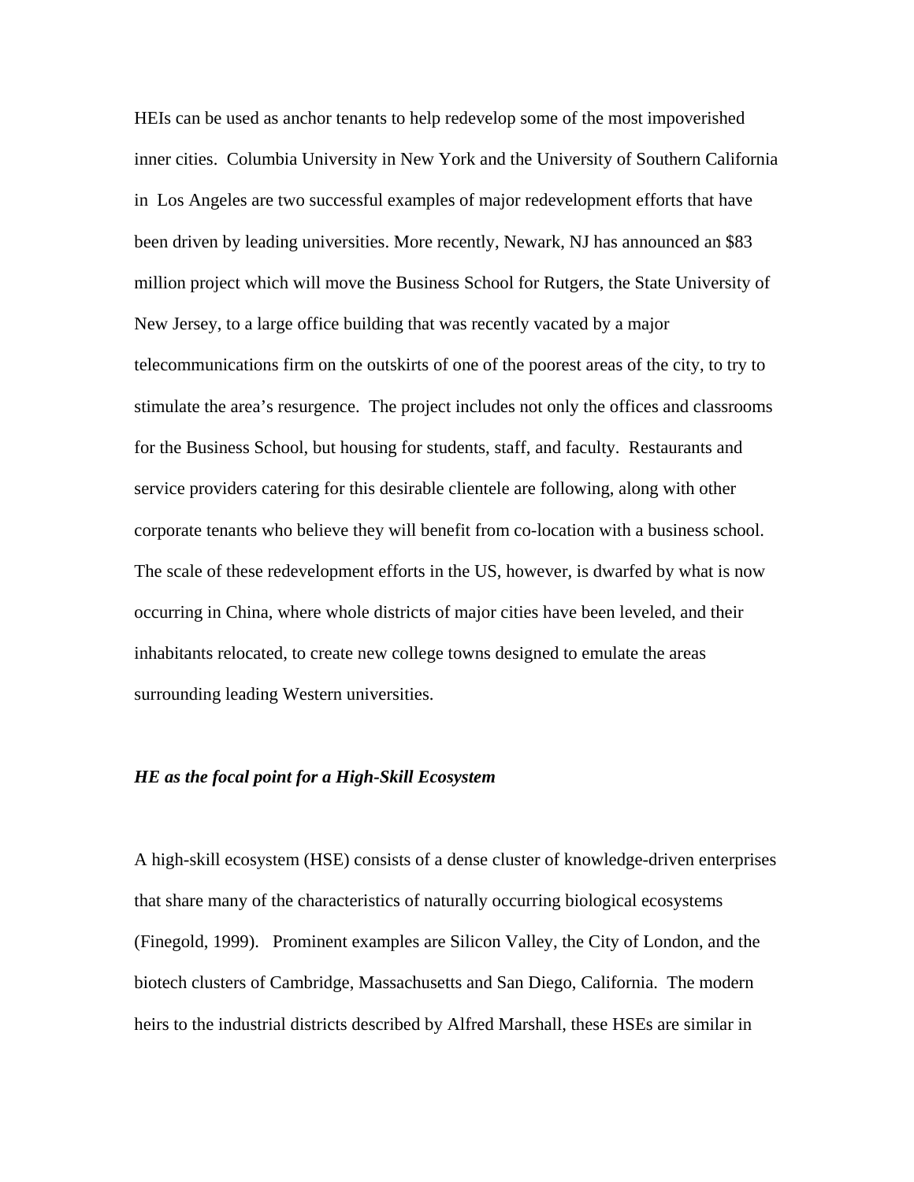HEIs can be used as anchor tenants to help redevelop some of the most impoverished inner cities. Columbia University in New York and the University of Southern California in Los Angeles are two successful examples of major redevelopment efforts that have been driven by leading universities. More recently, Newark, NJ has announced an $83 million project which will move the Business School for Rutgers, the State University of New Jersey, to a large office building that was recently vacated by a major telecommunications firm on the outskirts of one of the poorest areas of the city, to try to stimulate the area's resurgence. The project includes not only the offices and classrooms for the Business School, but housing for students, staff, and faculty. Restaurants and service providers catering for this desirable clientele are following, along with other corporate tenants who believe they will benefit from co-location with a business school. The scale of these redevelopment efforts in the US, however, is dwarfed by what is now occurring in China, where whole districts of major cities have been leveled, and their inhabitants relocated, to create new college towns designed to emulate the areas surrounding leading Western universities.

### *HE as the focal point for a High-Skill Ecosystem*

A high-skill ecosystem (HSE) consists of a dense cluster of knowledge-driven enterprises that share many of the characteristics of naturally occurring biological ecosystems (Finegold, 1999). Prominent examples are Silicon Valley, the City of London, and the biotech clusters of Cambridge, Massachusetts and San Diego, California. The modern heirs to the industrial districts described by Alfred Marshall, these HSEs are similar in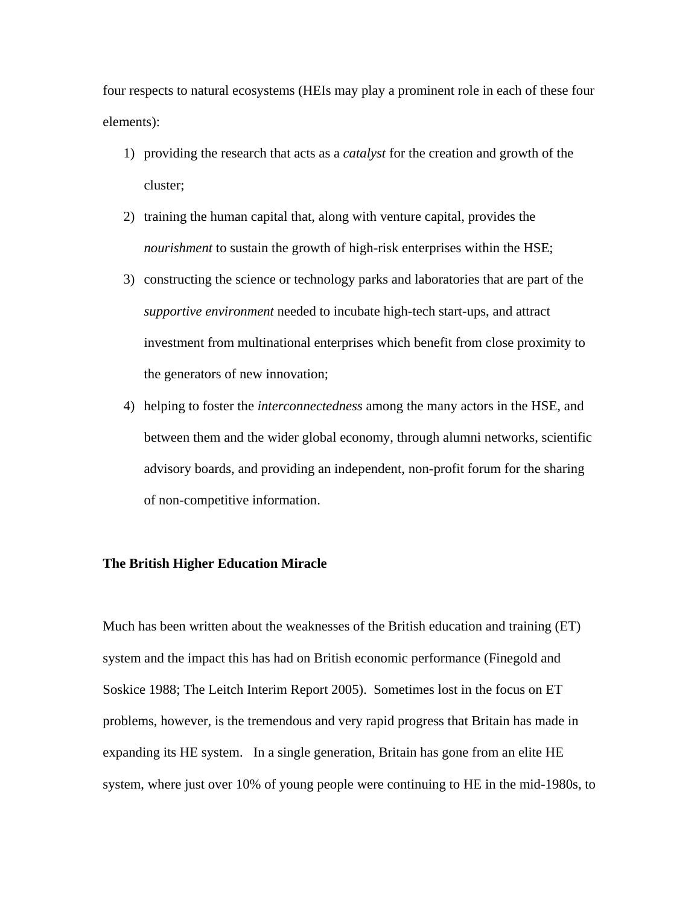four respects to natural ecosystems (HEIs may play a prominent role in each of these four elements):

1) providing the research that acts as a *catalyst* for the creation and growth of the cluster;
2) training the human capital that, along with venture capital, provides the *nourishment* to sustain the growth of high-risk enterprises within the HSE;
3) constructing the science or technology parks and laboratories that are part of the *supportive environment* needed to incubate high-tech start-ups, and attract investment from multinational enterprises which benefit from close proximity to the generators of new innovation;
4) helping to foster the *interconnectedness* among the many actors in the HSE, and between them and the wider global economy, through alumni networks, scientific advisory boards, and providing an independent, non-profit forum for the sharing of non-competitive information.

**The British Higher Education Miracle**

Much has been written about the weaknesses of the British education and training (ET) system and the impact this has had on British economic performance (Finegold and Soskice 1988; The Leitch Interim Report 2005). Sometimes lost in the focus on ET problems, however, is the tremendous and very rapid progress that Britain has made in expanding its HE system. In a single generation, Britain has gone from an elite HE system, where just over 10% of young people were continuing to HE in the mid-1980s, to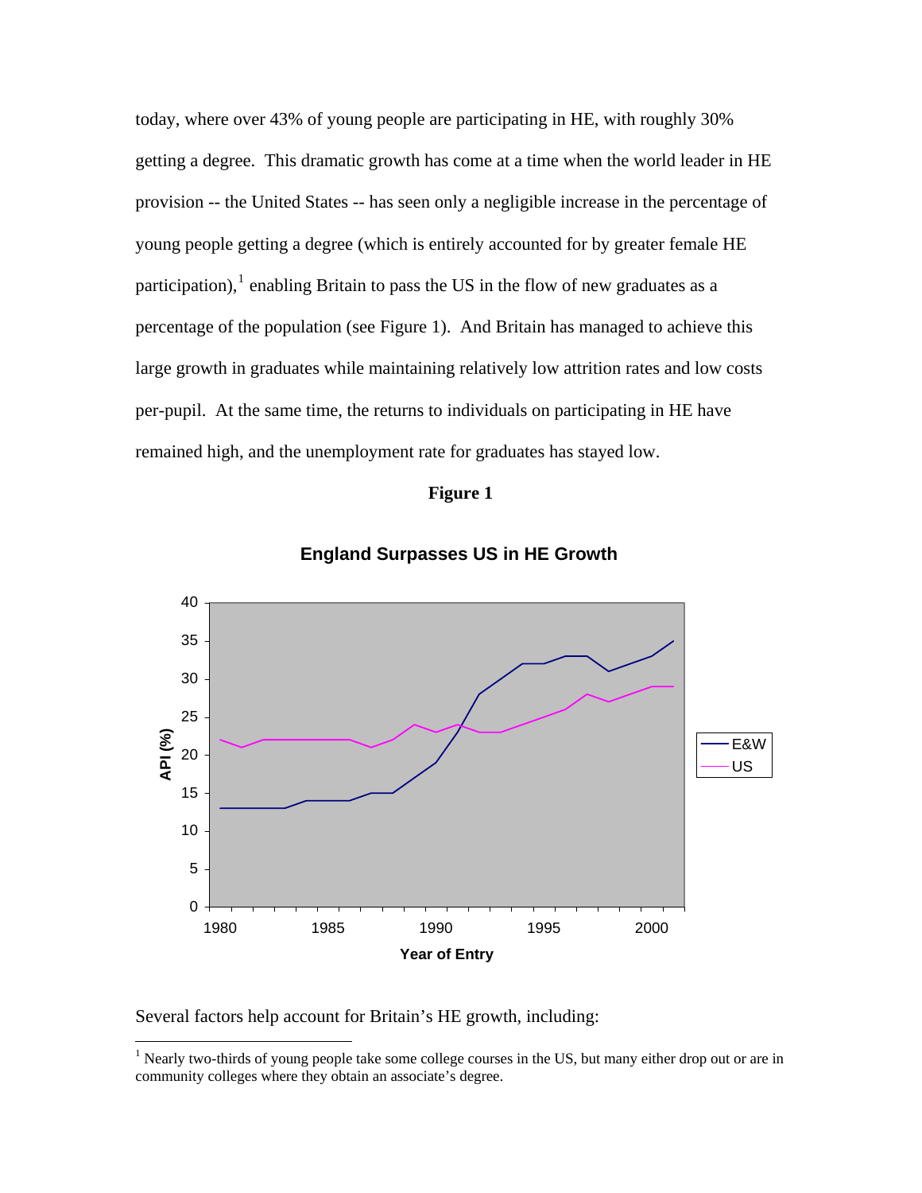today, where over 43% of young people are participating in HE, with roughly 30% getting a degree. This dramatic growth has come at a time when the world leader in HE provision -- the United States -- has seen only a negligible increase in the percentage of young people getting a degree (which is entirely accounted for by greater female HE participation),[1] enabling Britain to pass the US in the flow of new graduates as a percentage of the population (see Figure 1). And Britain has managed to achieve this large growth in graduates while maintaining relatively low attrition rates and low costs per-pupil. At the same time, the returns to individuals on participating in HE have remained high, and the unemployment rate for graduates has stayed low.

**Figure 1**

England Surpasses US in HE Growth

API (%)

0
5
10
15
20
25
30
35
40

1980
1985
1990
1995
2000

Year of Entry

E&W
US

Several factors help account for Britain's HE growth, including:

[1] Nearly two-thirds of young people take some college courses in the US, but many either drop out or are in community colleges where they obtain an associate's degree.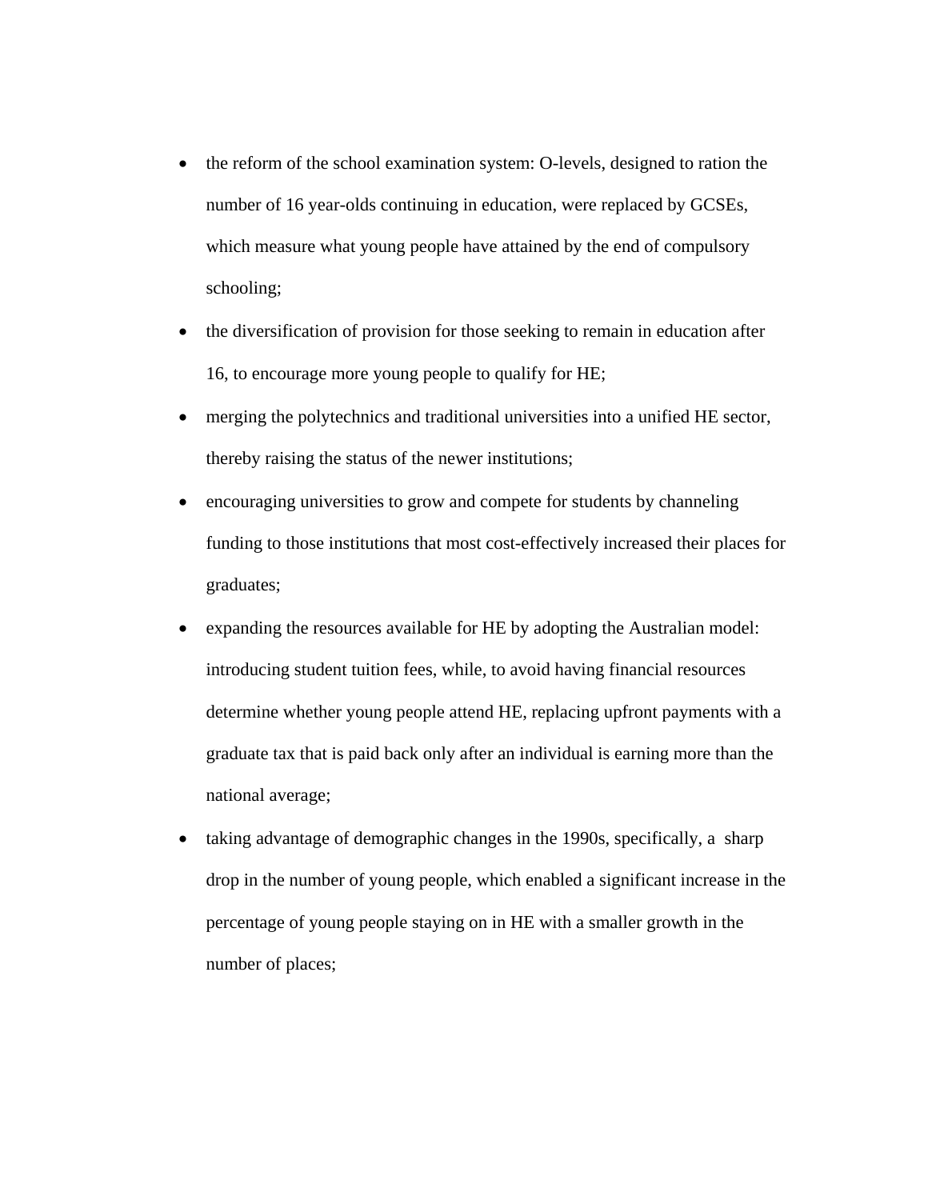- the reform of the school examination system: O-levels, designed to ration the number of 16 year-olds continuing in education, were replaced by GCSEs, which measure what young people have attained by the end of compulsory schooling;
- the diversification of provision for those seeking to remain in education after 16, to encourage more young people to qualify for HE;
- merging the polytechnics and traditional universities into a unified HE sector, thereby raising the status of the newer institutions;
- encouraging universities to grow and compete for students by channeling funding to those institutions that most cost-effectively increased their places for graduates;
- expanding the resources available for HE by adopting the Australian model: introducing student tuition fees, while, to avoid having financial resources determine whether young people attend HE, replacing upfront payments with a graduate tax that is paid back only after an individual is earning more than the national average;
- taking advantage of demographic changes in the 1990s, specifically, a sharp drop in the number of young people, which enabled a significant increase in the percentage of young people staying on in HE with a smaller growth in the number of places;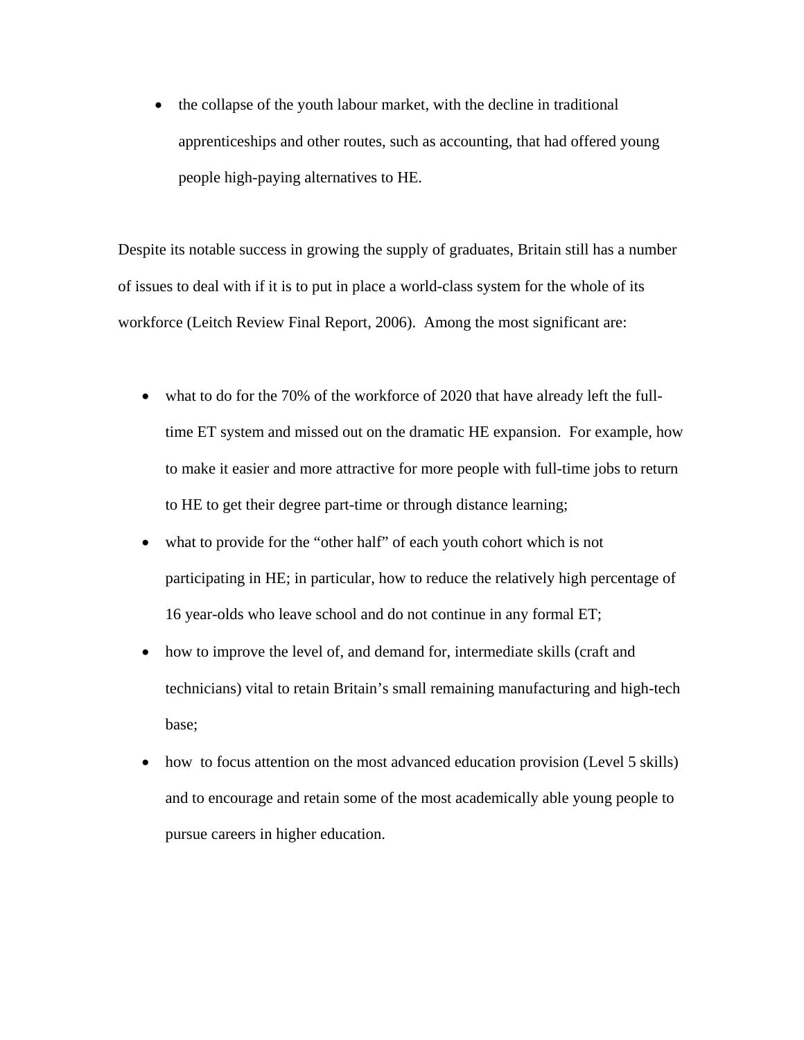- the collapse of the youth labour market, with the decline in traditional apprenticeships and other routes, such as accounting, that had offered young people high-paying alternatives to HE.

Despite its notable success in growing the supply of graduates, Britain still has a number of issues to deal with if it is to put in place a world-class system for the whole of its workforce (Leitch Review Final Report, 2006). Among the most significant are:

- what to do for the 70% of the workforce of 2020 that have already left the full-time ET system and missed out on the dramatic HE expansion. For example, how to make it easier and more attractive for more people with full-time jobs to return to HE to get their degree part-time or through distance learning;
- what to provide for the "other half" of each youth cohort which is not participating in HE; in particular, how to reduce the relatively high percentage of 16 year-olds who leave school and do not continue in any formal ET;
- how to improve the level of, and demand for, intermediate skills (craft and technicians) vital to retain Britain's small remaining manufacturing and high-tech base;
- how to focus attention on the most advanced education provision (Level 5 skills) and to encourage and retain some of the most academically able young people to pursue careers in higher education.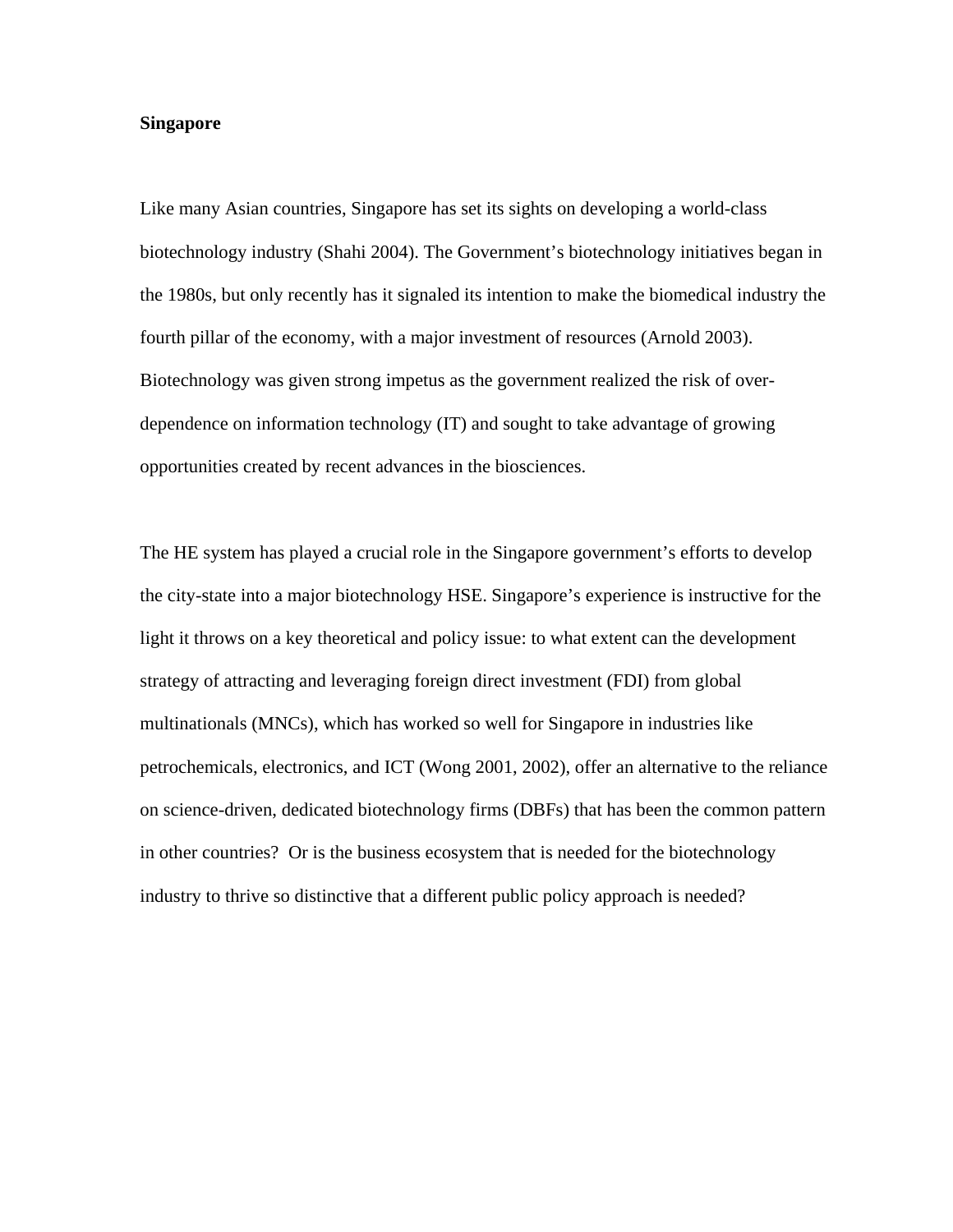**Singapore**

Like many Asian countries, Singapore has set its sights on developing a world-class biotechnology industry (Shahi 2004). The Government's biotechnology initiatives began in the 1980s, but only recently has it signaled its intention to make the biomedical industry the fourth pillar of the economy, with a major investment of resources (Arnold 2003). Biotechnology was given strong impetus as the government realized the risk of over-dependence on information technology (IT) and sought to take advantage of growing opportunities created by recent advances in the biosciences.

The HE system has played a crucial role in the Singapore government's efforts to develop the city-state into a major biotechnology HSE. Singapore's experience is instructive for the light it throws on a key theoretical and policy issue: to what extent can the development strategy of attracting and leveraging foreign direct investment (FDI) from global multinationals (MNCs), which has worked so well for Singapore in industries like petrochemicals, electronics, and ICT (Wong 2001, 2002), offer an alternative to the reliance on science-driven, dedicated biotechnology firms (DBFs) that has been the common pattern in other countries? Or is the business ecosystem that is needed for the biotechnology industry to thrive so distinctive that a different public policy approach is needed?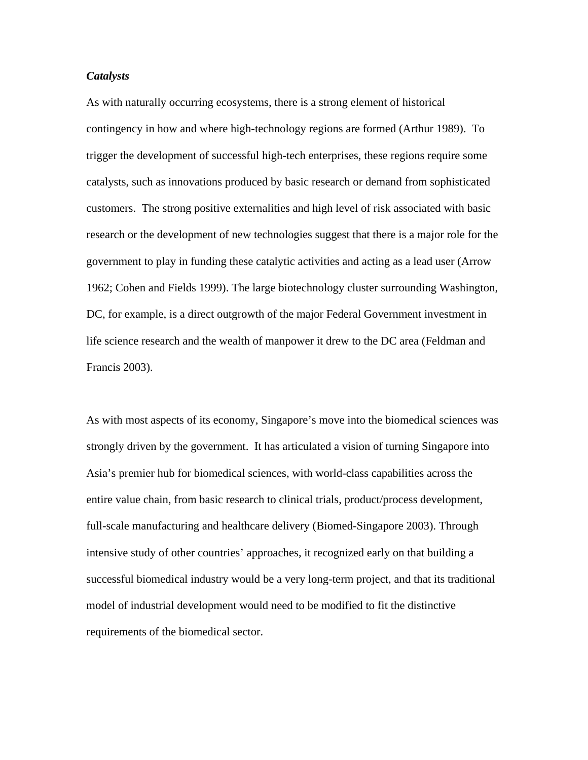***Catalysts***

As with naturally occurring ecosystems, there is a strong element of historical contingency in how and where high-technology regions are formed (Arthur 1989). To trigger the development of successful high-tech enterprises, these regions require some catalysts, such as innovations produced by basic research or demand from sophisticated customers. The strong positive externalities and high level of risk associated with basic research or the development of new technologies suggest that there is a major role for the government to play in funding these catalytic activities and acting as a lead user (Arrow 1962; Cohen and Fields 1999). The large biotechnology cluster surrounding Washington, DC, for example, is a direct outgrowth of the major Federal Government investment in life science research and the wealth of manpower it drew to the DC area (Feldman and Francis 2003).

As with most aspects of its economy, Singapore's move into the biomedical sciences was strongly driven by the government. It has articulated a vision of turning Singapore into Asia's premier hub for biomedical sciences, with world-class capabilities across the entire value chain, from basic research to clinical trials, product/process development, full-scale manufacturing and healthcare delivery (Biomed-Singapore 2003). Through intensive study of other countries' approaches, it recognized early on that building a successful biomedical industry would be a very long-term project, and that its traditional model of industrial development would need to be modified to fit the distinctive requirements of the biomedical sector.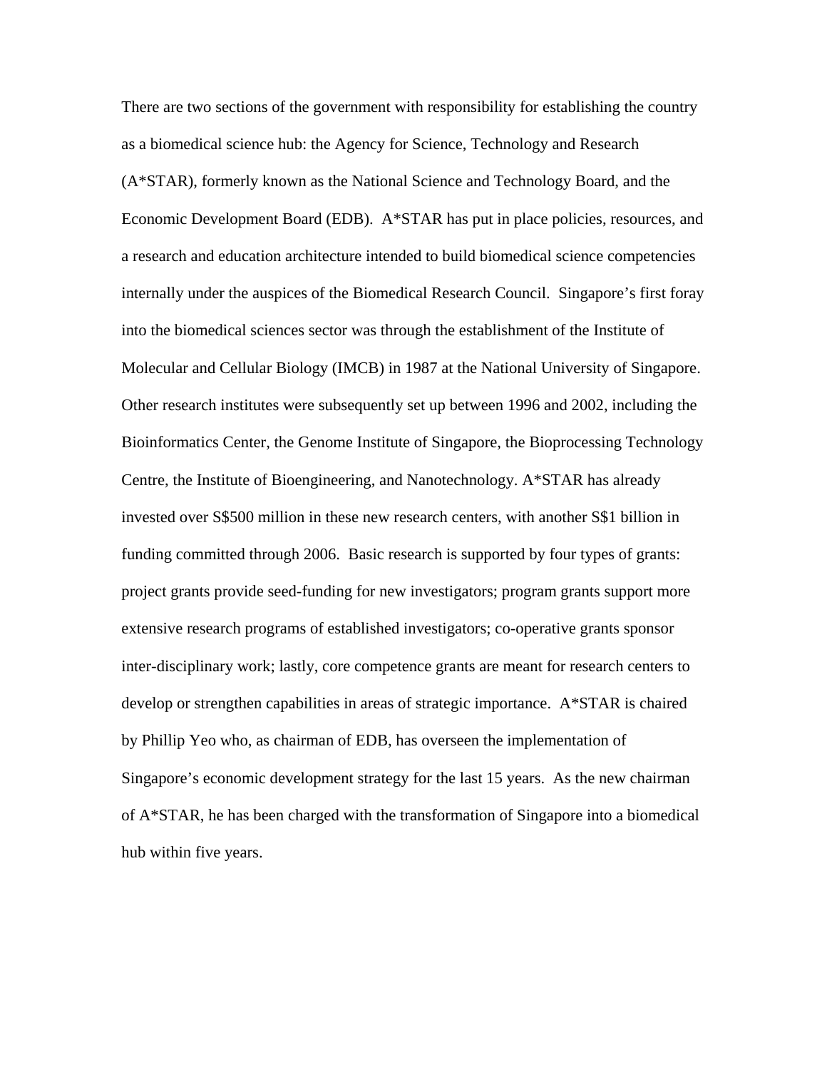There are two sections of the government with responsibility for establishing the country as a biomedical science hub: the Agency for Science, Technology and Research (A*STAR), formerly known as the National Science and Technology Board, and the Economic Development Board (EDB). A*STAR has put in place policies, resources, and a research and education architecture intended to build biomedical science competencies internally under the auspices of the Biomedical Research Council. Singapore's first foray into the biomedical sciences sector was through the establishment of the Institute of Molecular and Cellular Biology (IMCB) in 1987 at the National University of Singapore. Other research institutes were subsequently set up between 1996 and 2002, including the Bioinformatics Center, the Genome Institute of Singapore, the Bioprocessing Technology Centre, the Institute of Bioengineering, and Nanotechnology. A*STAR has already invested over S$500 million in these new research centers, with another S$1 billion in funding committed through 2006. Basic research is supported by four types of grants: project grants provide seed-funding for new investigators; program grants support more extensive research programs of established investigators; co-operative grants sponsor inter-disciplinary work; lastly, core competence grants are meant for research centers to develop or strengthen capabilities in areas of strategic importance. A*STAR is chaired by Phillip Yeo who, as chairman of EDB, has overseen the implementation of Singapore's economic development strategy for the last 15 years. As the new chairman of A*STAR, he has been charged with the transformation of Singapore into a biomedical hub within five years.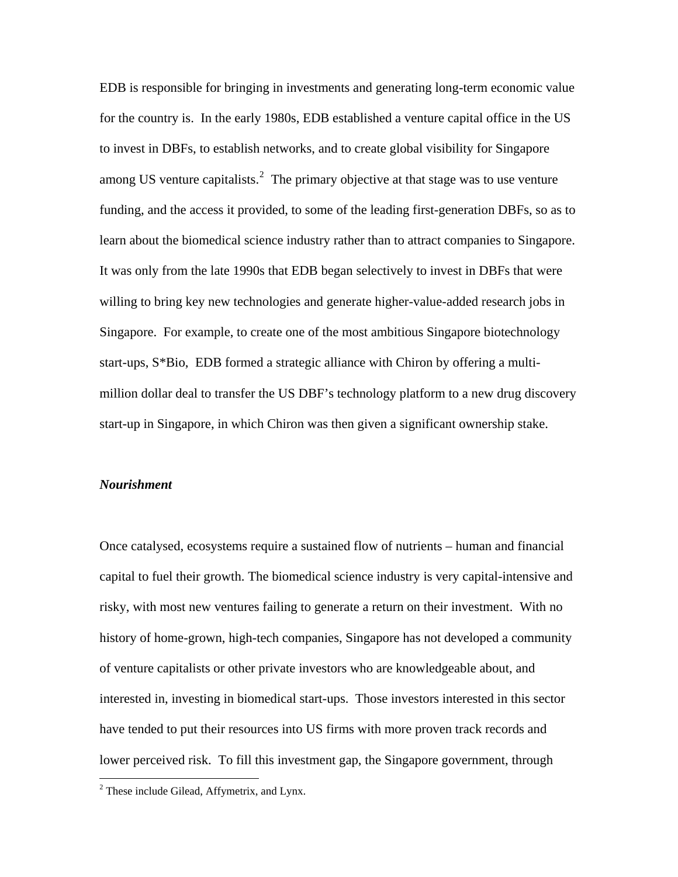EDB is responsible for bringing in investments and generating long-term economic value for the country is. In the early 1980s, EDB established a venture capital office in the US to invest in DBFs, to establish networks, and to create global visibility for Singapore among US venture capitalists.[2] The primary objective at that stage was to use venture funding, and the access it provided, to some of the leading first-generation DBFs, so as to learn about the biomedical science industry rather than to attract companies to Singapore. It was only from the late 1990s that EDB began selectively to invest in DBFs that were willing to bring key new technologies and generate higher-value-added research jobs in Singapore. For example, to create one of the most ambitious Singapore biotechnology start-ups, S*Bio, EDB formed a strategic alliance with Chiron by offering a multi-million dollar deal to transfer the US DBF's technology platform to a new drug discovery start-up in Singapore, in which Chiron was then given a significant ownership stake.

***Nourishment***

Once catalysed, ecosystems require a sustained flow of nutrients – human and financial capital to fuel their growth. The biomedical science industry is very capital-intensive and risky, with most new ventures failing to generate a return on their investment. With no history of home-grown, high-tech companies, Singapore has not developed a community of venture capitalists or other private investors who are knowledgeable about, and interested in, investing in biomedical start-ups. Those investors interested in this sector have tended to put their resources into US firms with more proven track records and lower perceived risk. To fill this investment gap, the Singapore government, through

[2] These include Gilead, Affymetrix, and Lynx.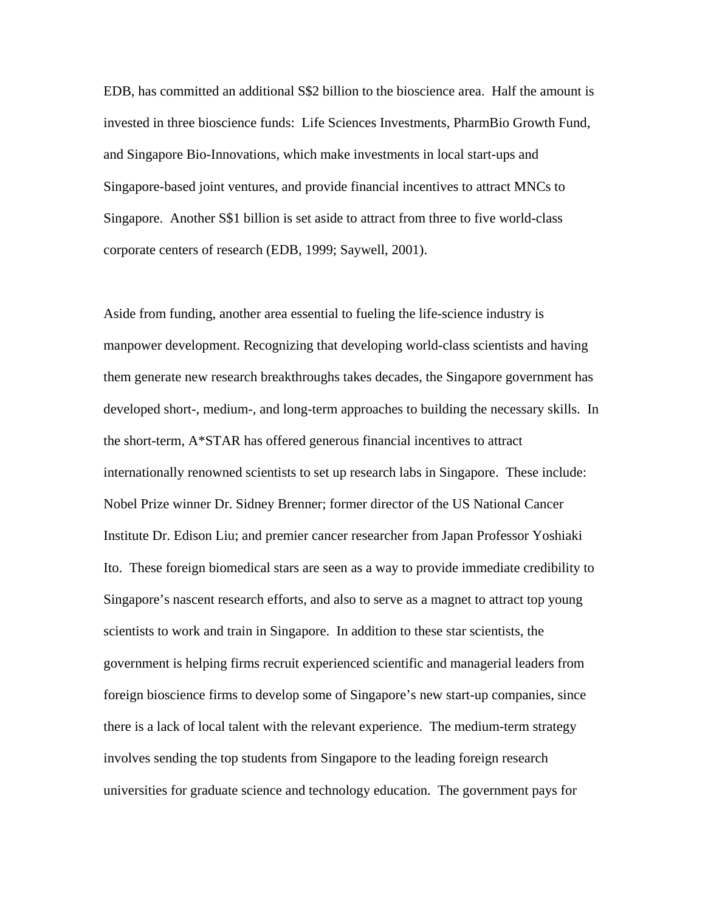EDB, has committed an additional S$2 billion to the bioscience area. Half the amount is invested in three bioscience funds: Life Sciences Investments, PharmBio Growth Fund, and Singapore Bio-Innovations, which make investments in local start-ups and Singapore-based joint ventures, and provide financial incentives to attract MNCs to Singapore. Another S$1 billion is set aside to attract from three to five world-class corporate centers of research (EDB, 1999; Saywell, 2001).

Aside from funding, another area essential to fueling the life-science industry is manpower development. Recognizing that developing world-class scientists and having them generate new research breakthroughs takes decades, the Singapore government has developed short-, medium-, and long-term approaches to building the necessary skills. In the short-term, A*STAR has offered generous financial incentives to attract internationally renowned scientists to set up research labs in Singapore. These include: Nobel Prize winner Dr. Sidney Brenner; former director of the US National Cancer Institute Dr. Edison Liu; and premier cancer researcher from Japan Professor Yoshiaki Ito. These foreign biomedical stars are seen as a way to provide immediate credibility to Singapore's nascent research efforts, and also to serve as a magnet to attract top young scientists to work and train in Singapore. In addition to these star scientists, the government is helping firms recruit experienced scientific and managerial leaders from foreign bioscience firms to develop some of Singapore's new start-up companies, since there is a lack of local talent with the relevant experience. The medium-term strategy involves sending the top students from Singapore to the leading foreign research universities for graduate science and technology education. The government pays for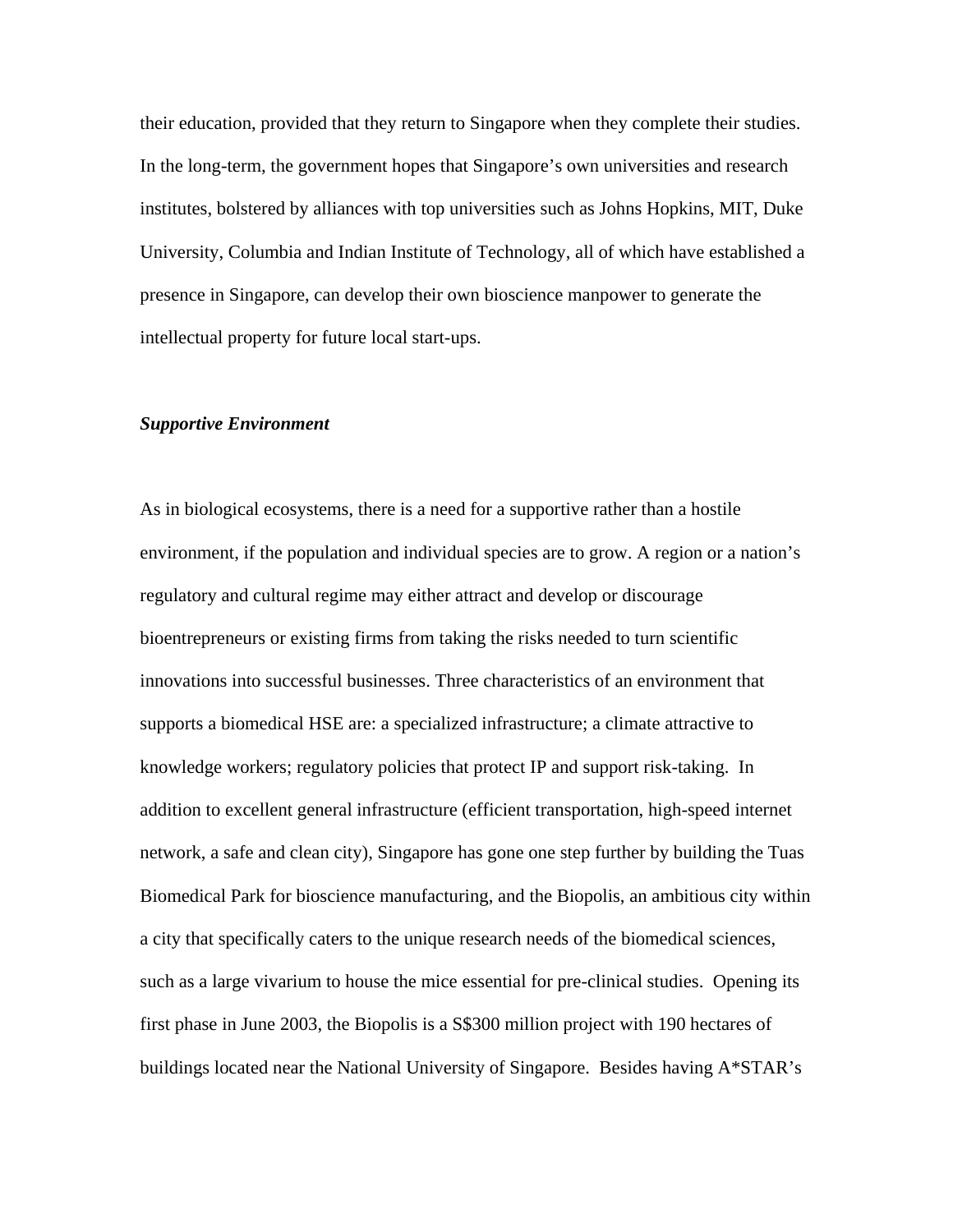their education, provided that they return to Singapore when they complete their studies. In the long-term, the government hopes that Singapore's own universities and research institutes, bolstered by alliances with top universities such as Johns Hopkins, MIT, Duke University, Columbia and Indian Institute of Technology, all of which have established a presence in Singapore, can develop their own bioscience manpower to generate the intellectual property for future local start-ups.

***Supportive Environment***

As in biological ecosystems, there is a need for a supportive rather than a hostile environment, if the population and individual species are to grow. A region or a nation's regulatory and cultural regime may either attract and develop or discourage bioentrepreneurs or existing firms from taking the risks needed to turn scientific innovations into successful businesses. Three characteristics of an environment that supports a biomedical HSE are: a specialized infrastructure; a climate attractive to knowledge workers; regulatory policies that protect IP and support risk-taking. In addition to excellent general infrastructure (efficient transportation, high-speed internet network, a safe and clean city), Singapore has gone one step further by building the Tuas Biomedical Park for bioscience manufacturing, and the Biopolis, an ambitious city within a city that specifically caters to the unique research needs of the biomedical sciences, such as a large vivarium to house the mice essential for pre-clinical studies. Opening its first phase in June 2003, the Biopolis is a S$300 million project with 190 hectares of buildings located near the National University of Singapore. Besides having A*STAR's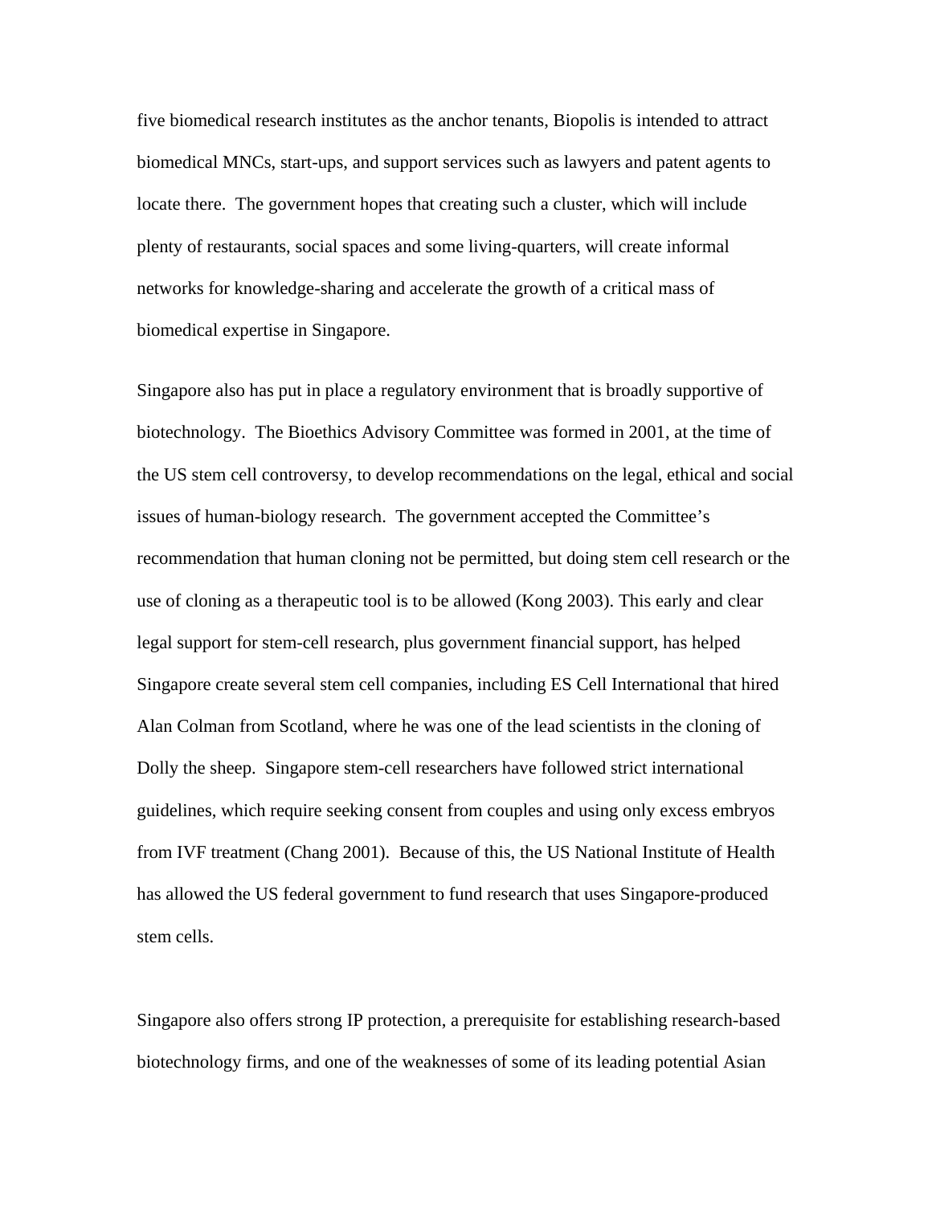five biomedical research institutes as the anchor tenants, Biopolis is intended to attract biomedical MNCs, start-ups, and support services such as lawyers and patent agents to locate there. The government hopes that creating such a cluster, which will include plenty of restaurants, social spaces and some living-quarters, will create informal networks for knowledge-sharing and accelerate the growth of a critical mass of biomedical expertise in Singapore.

Singapore also has put in place a regulatory environment that is broadly supportive of biotechnology. The Bioethics Advisory Committee was formed in 2001, at the time of the US stem cell controversy, to develop recommendations on the legal, ethical and social issues of human-biology research. The government accepted the Committee's recommendation that human cloning not be permitted, but doing stem cell research or the use of cloning as a therapeutic tool is to be allowed (Kong 2003). This early and clear legal support for stem-cell research, plus government financial support, has helped Singapore create several stem cell companies, including ES Cell International that hired Alan Colman from Scotland, where he was one of the lead scientists in the cloning of Dolly the sheep. Singapore stem-cell researchers have followed strict international guidelines, which require seeking consent from couples and using only excess embryos from IVF treatment (Chang 2001). Because of this, the US National Institute of Health has allowed the US federal government to fund research that uses Singapore-produced stem cells.

Singapore also offers strong IP protection, a prerequisite for establishing research-based biotechnology firms, and one of the weaknesses of some of its leading potential Asian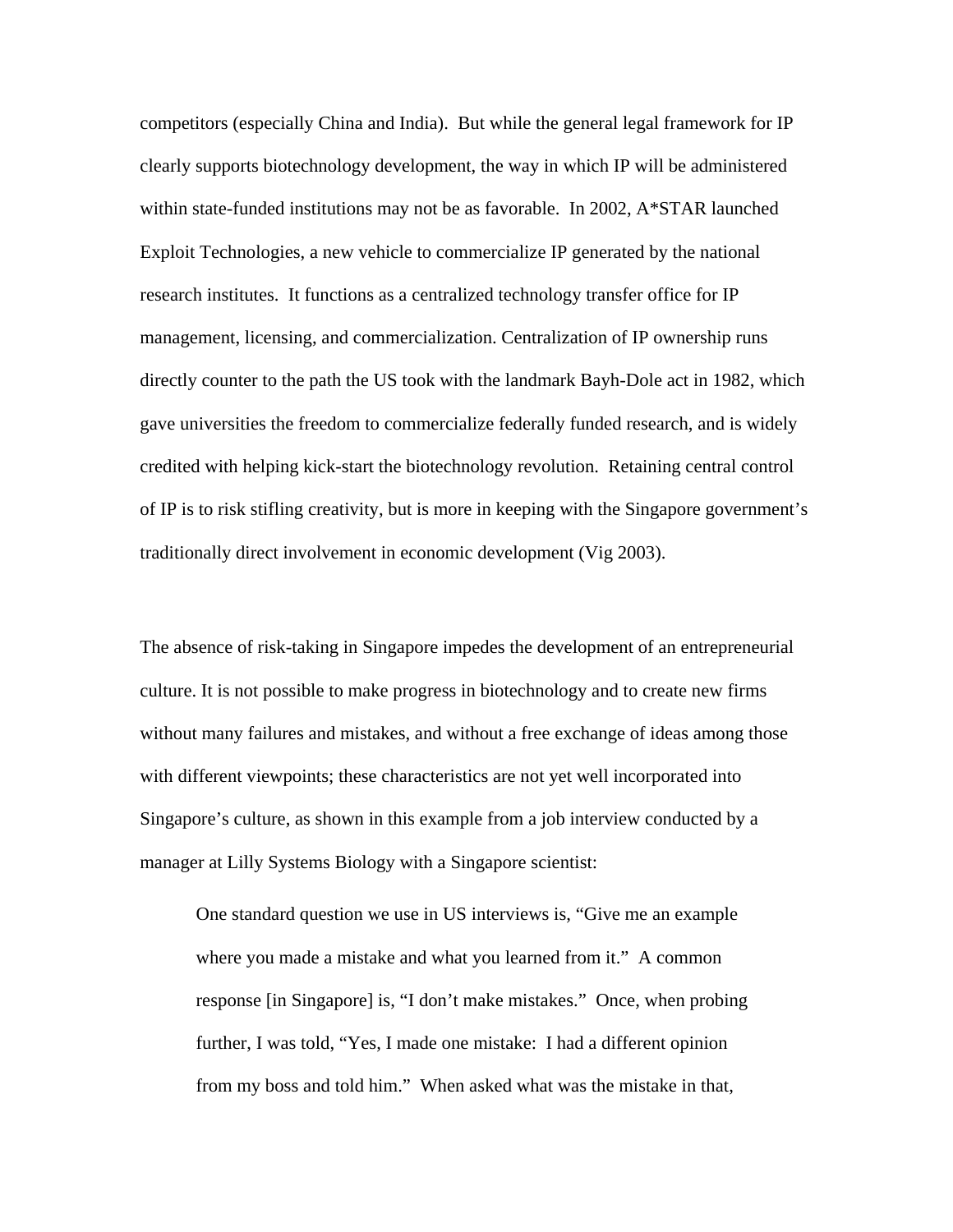competitors (especially China and India). But while the general legal framework for IP clearly supports biotechnology development, the way in which IP will be administered within state-funded institutions may not be as favorable. In 2002, A*STAR launched Exploit Technologies, a new vehicle to commercialize IP generated by the national research institutes. It functions as a centralized technology transfer office for IP management, licensing, and commercialization. Centralization of IP ownership runs directly counter to the path the US took with the landmark Bayh-Dole act in 1982, which gave universities the freedom to commercialize federally funded research, and is widely credited with helping kick-start the biotechnology revolution. Retaining central control of IP is to risk stifling creativity, but is more in keeping with the Singapore government's traditionally direct involvement in economic development (Vig 2003).

The absence of risk-taking in Singapore impedes the development of an entrepreneurial culture. It is not possible to make progress in biotechnology and to create new firms without many failures and mistakes, and without a free exchange of ideas among those with different viewpoints; these characteristics are not yet well incorporated into Singapore's culture, as shown in this example from a job interview conducted by a manager at Lilly Systems Biology with a Singapore scientist:

> One standard question we use in US interviews is, "Give me an example where you made a mistake and what you learned from it." A common response [in Singapore] is, "I don't make mistakes." Once, when probing further, I was told, "Yes, I made one mistake: I had a different opinion from my boss and told him." When asked what was the mistake in that,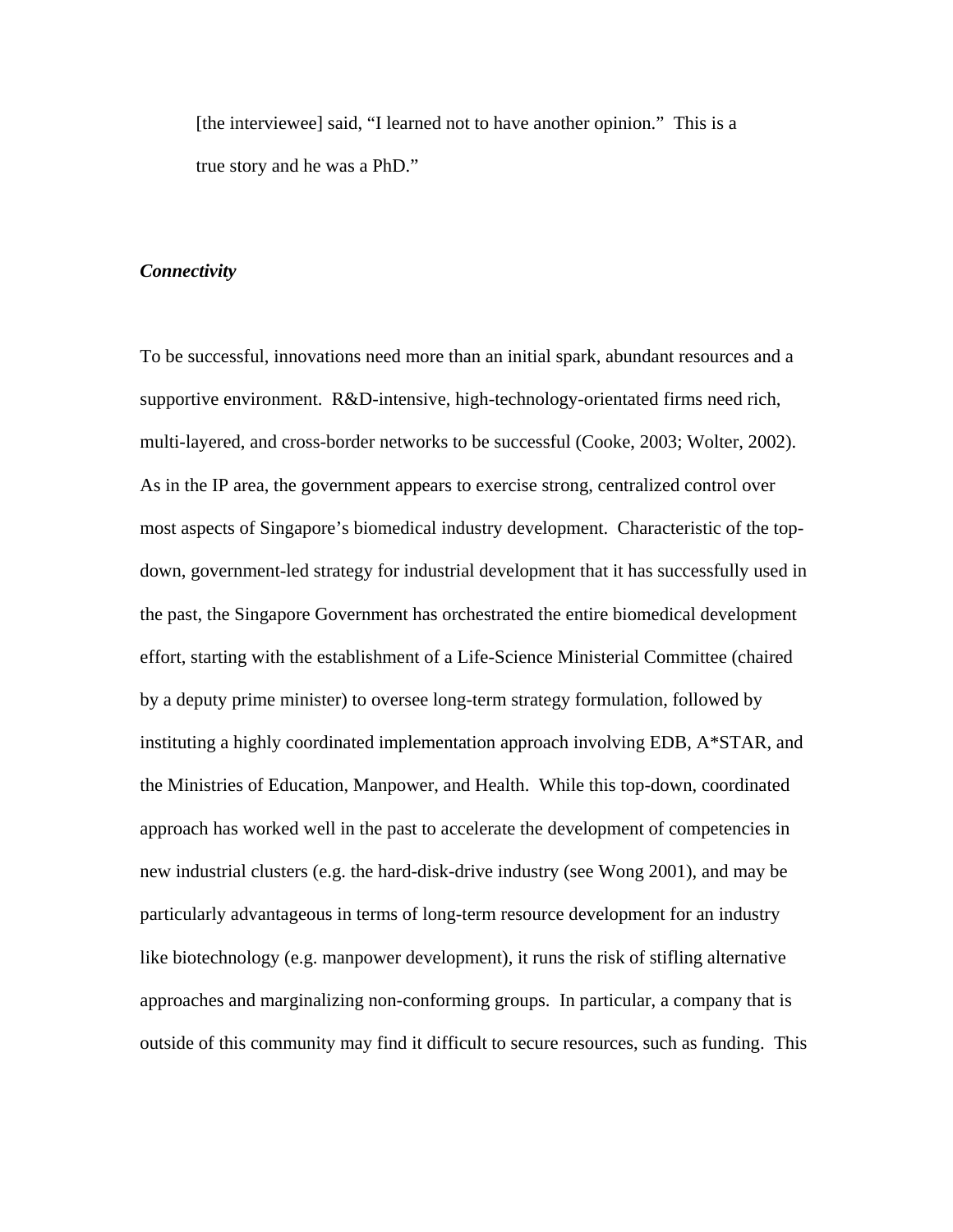> [the interviewee] said, "I learned not to have another opinion." This is a true story and he was a PhD."

***Connectivity***

To be successful, innovations need more than an initial spark, abundant resources and a supportive environment. R&D-intensive, high-technology-orientated firms need rich, multi-layered, and cross-border networks to be successful (Cooke, 2003; Wolter, 2002). As in the IP area, the government appears to exercise strong, centralized control over most aspects of Singapore's biomedical industry development. Characteristic of the top-down, government-led strategy for industrial development that it has successfully used in the past, the Singapore Government has orchestrated the entire biomedical development effort, starting with the establishment of a Life-Science Ministerial Committee (chaired by a deputy prime minister) to oversee long-term strategy formulation, followed by instituting a highly coordinated implementation approach involving EDB, A*STAR, and the Ministries of Education, Manpower, and Health. While this top-down, coordinated approach has worked well in the past to accelerate the development of competencies in new industrial clusters (e.g. the hard-disk-drive industry (see Wong 2001), and may be particularly advantageous in terms of long-term resource development for an industry like biotechnology (e.g. manpower development), it runs the risk of stifling alternative approaches and marginalizing non-conforming groups. In particular, a company that is outside of this community may find it difficult to secure resources, such as funding. This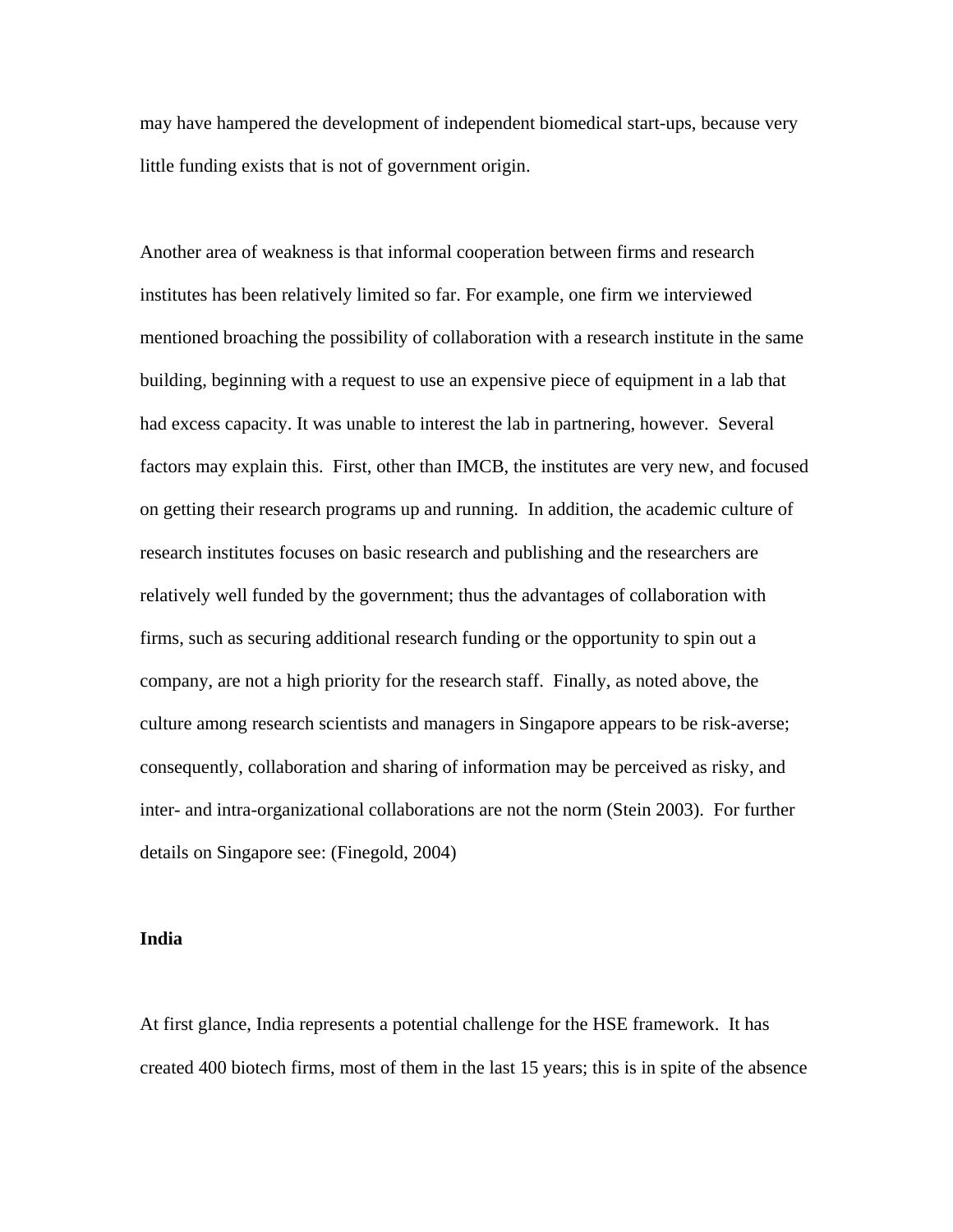may have hampered the development of independent biomedical start-ups, because very little funding exists that is not of government origin.

Another area of weakness is that informal cooperation between firms and research institutes has been relatively limited so far. For example, one firm we interviewed mentioned broaching the possibility of collaboration with a research institute in the same building, beginning with a request to use an expensive piece of equipment in a lab that had excess capacity. It was unable to interest the lab in partnering, however. Several factors may explain this. First, other than IMCB, the institutes are very new, and focused on getting their research programs up and running. In addition, the academic culture of research institutes focuses on basic research and publishing and the researchers are relatively well funded by the government; thus the advantages of collaboration with firms, such as securing additional research funding or the opportunity to spin out a company, are not a high priority for the research staff. Finally, as noted above, the culture among research scientists and managers in Singapore appears to be risk-averse; consequently, collaboration and sharing of information may be perceived as risky, and inter- and intra-organizational collaborations are not the norm (Stein 2003). For further details on Singapore see: (Finegold, 2004)

**India**

At first glance, India represents a potential challenge for the HSE framework. It has created 400 biotech firms, most of them in the last 15 years; this is in spite of the absence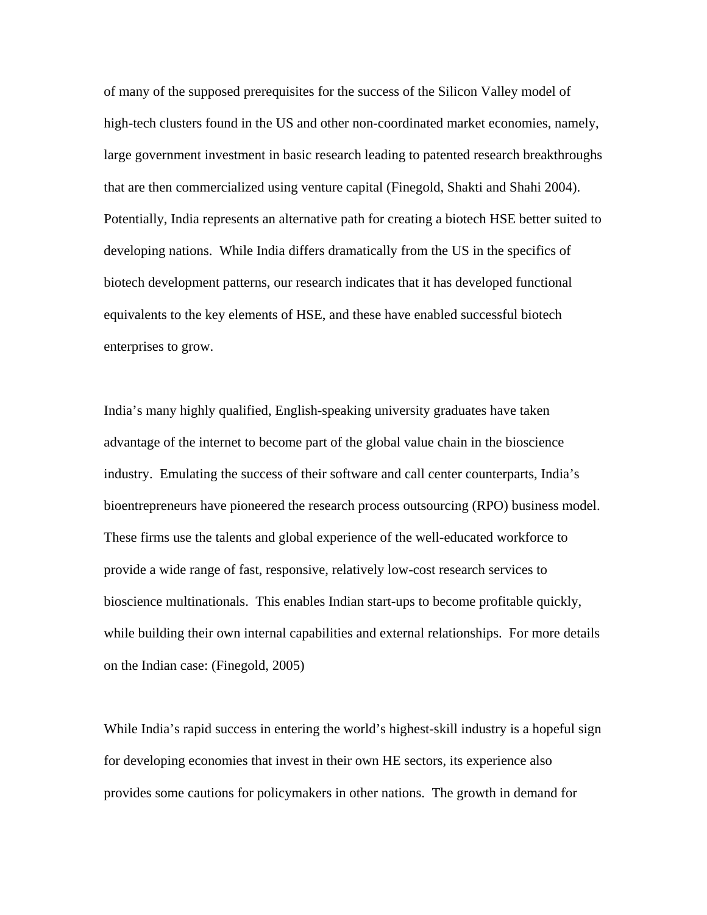of many of the supposed prerequisites for the success of the Silicon Valley model of high-tech clusters found in the US and other non-coordinated market economies, namely, large government investment in basic research leading to patented research breakthroughs that are then commercialized using venture capital (Finegold, Shakti and Shahi 2004). Potentially, India represents an alternative path for creating a biotech HSE better suited to developing nations. While India differs dramatically from the US in the specifics of biotech development patterns, our research indicates that it has developed functional equivalents to the key elements of HSE, and these have enabled successful biotech enterprises to grow.

India's many highly qualified, English-speaking university graduates have taken advantage of the internet to become part of the global value chain in the bioscience industry. Emulating the success of their software and call center counterparts, India's bioentrepreneurs have pioneered the research process outsourcing (RPO) business model. These firms use the talents and global experience of the well-educated workforce to provide a wide range of fast, responsive, relatively low-cost research services to bioscience multinationals. This enables Indian start-ups to become profitable quickly, while building their own internal capabilities and external relationships. For more details on the Indian case: (Finegold, 2005)

While India's rapid success in entering the world's highest-skill industry is a hopeful sign for developing economies that invest in their own HE sectors, its experience also provides some cautions for policymakers in other nations. The growth in demand for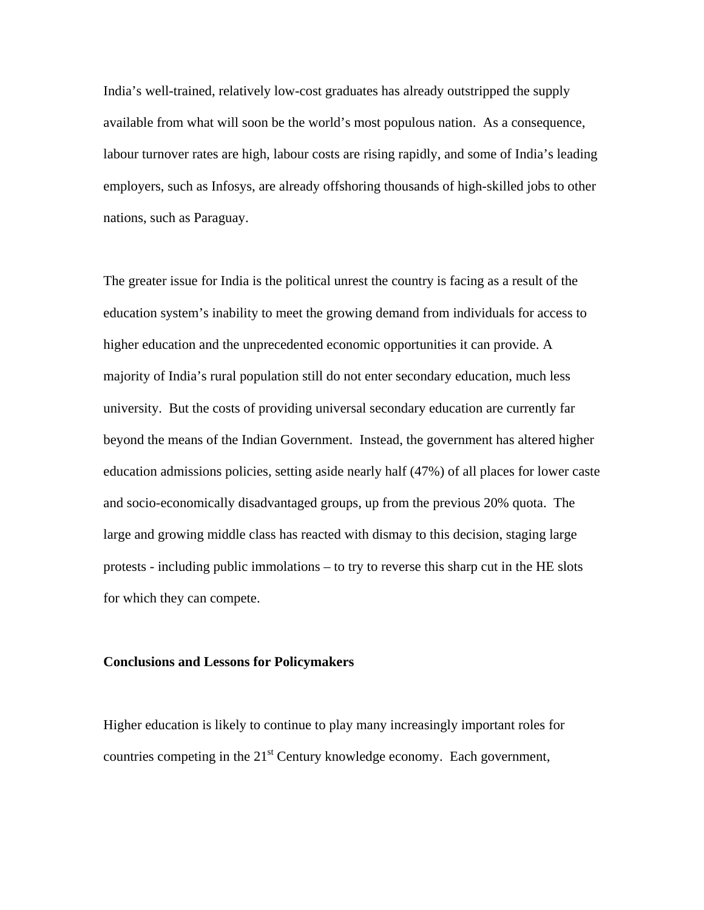India's well-trained, relatively low-cost graduates has already outstripped the supply available from what will soon be the world's most populous nation. As a consequence, labour turnover rates are high, labour costs are rising rapidly, and some of India's leading employers, such as Infosys, are already offshoring thousands of high-skilled jobs to other nations, such as Paraguay.

The greater issue for India is the political unrest the country is facing as a result of the education system's inability to meet the growing demand from individuals for access to higher education and the unprecedented economic opportunities it can provide. A majority of India's rural population still do not enter secondary education, much less university. But the costs of providing universal secondary education are currently far beyond the means of the Indian Government. Instead, the government has altered higher education admissions policies, setting aside nearly half (47%) of all places for lower caste and socio-economically disadvantaged groups, up from the previous 20% quota. The large and growing middle class has reacted with dismay to this decision, staging large protests - including public immolations – to try to reverse this sharp cut in the HE slots for which they can compete.

**Conclusions and Lessons for Policymakers**

Higher education is likely to continue to play many increasingly important roles for countries competing in the 21st Century knowledge economy. Each government,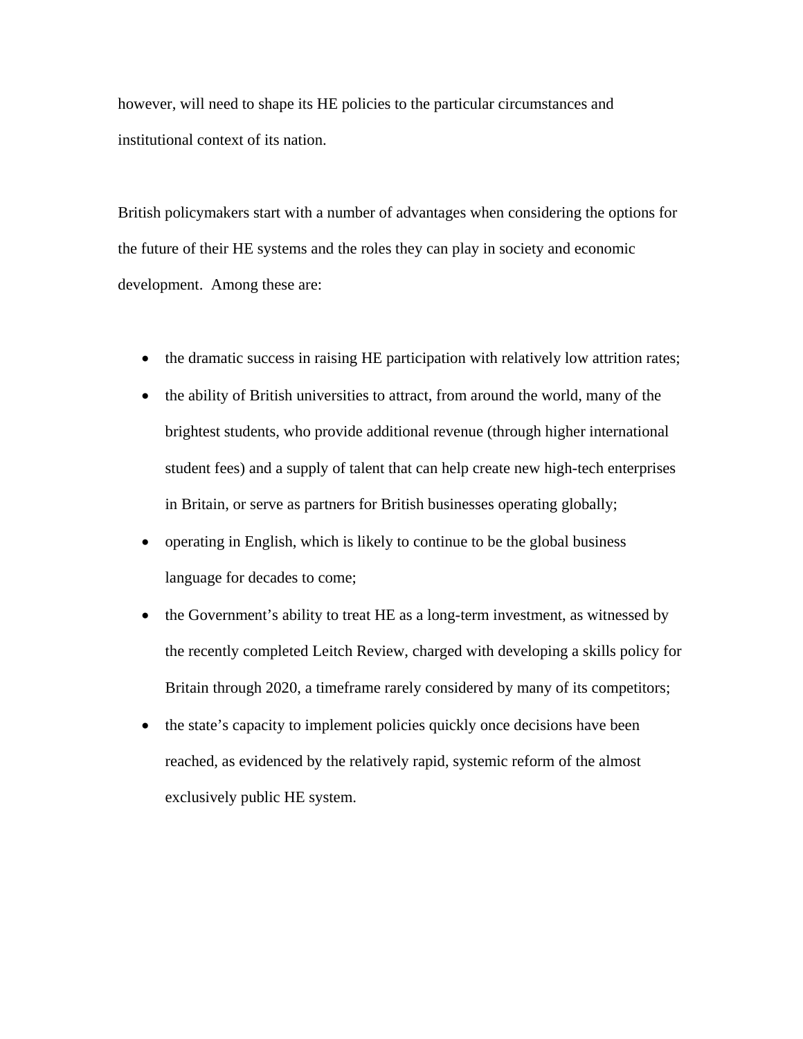however, will need to shape its HE policies to the particular circumstances and institutional context of its nation.

British policymakers start with a number of advantages when considering the options for the future of their HE systems and the roles they can play in society and economic development. Among these are:

- the dramatic success in raising HE participation with relatively low attrition rates;
- the ability of British universities to attract, from around the world, many of the brightest students, who provide additional revenue (through higher international student fees) and a supply of talent that can help create new high-tech enterprises in Britain, or serve as partners for British businesses operating globally;
- operating in English, which is likely to continue to be the global business language for decades to come;
- the Government's ability to treat HE as a long-term investment, as witnessed by the recently completed Leitch Review, charged with developing a skills policy for Britain through 2020, a timeframe rarely considered by many of its competitors;
- the state's capacity to implement policies quickly once decisions have been reached, as evidenced by the relatively rapid, systemic reform of the almost exclusively public HE system.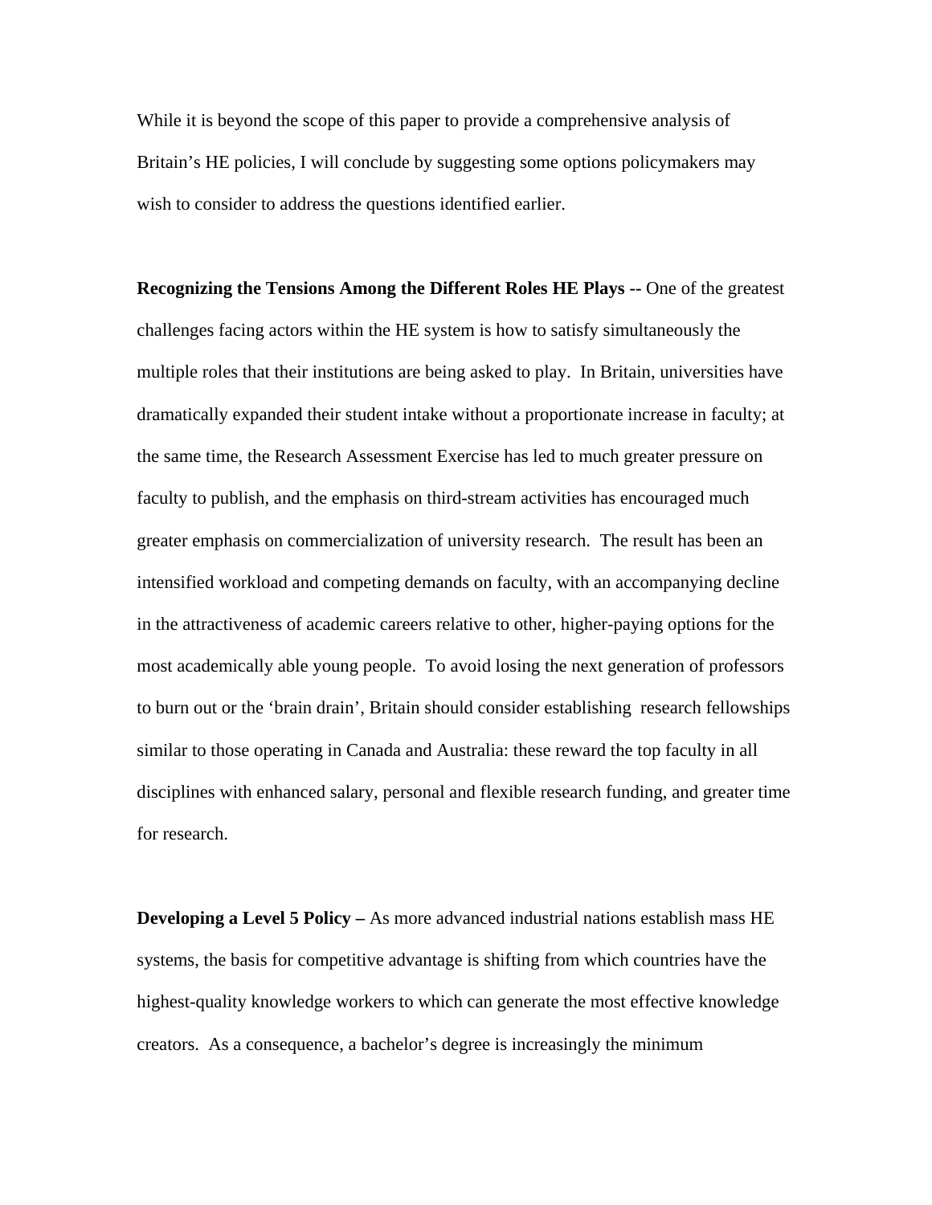While it is beyond the scope of this paper to provide a comprehensive analysis of Britain's HE policies, I will conclude by suggesting some options policymakers may wish to consider to address the questions identified earlier.

**Recognizing the Tensions Among the Different Roles HE Plays --** One of the greatest challenges facing actors within the HE system is how to satisfy simultaneously the multiple roles that their institutions are being asked to play. In Britain, universities have dramatically expanded their student intake without a proportionate increase in faculty; at the same time, the Research Assessment Exercise has led to much greater pressure on faculty to publish, and the emphasis on third-stream activities has encouraged much greater emphasis on commercialization of university research. The result has been an intensified workload and competing demands on faculty, with an accompanying decline in the attractiveness of academic careers relative to other, higher-paying options for the most academically able young people. To avoid losing the next generation of professors to burn out or the 'brain drain', Britain should consider establishing research fellowships similar to those operating in Canada and Australia: these reward the top faculty in all disciplines with enhanced salary, personal and flexible research funding, and greater time for research.

**Developing a Level 5 Policy –** As more advanced industrial nations establish mass HE systems, the basis for competitive advantage is shifting from which countries have the highest-quality knowledge workers to which can generate the most effective knowledge creators. As a consequence, a bachelor's degree is increasingly the minimum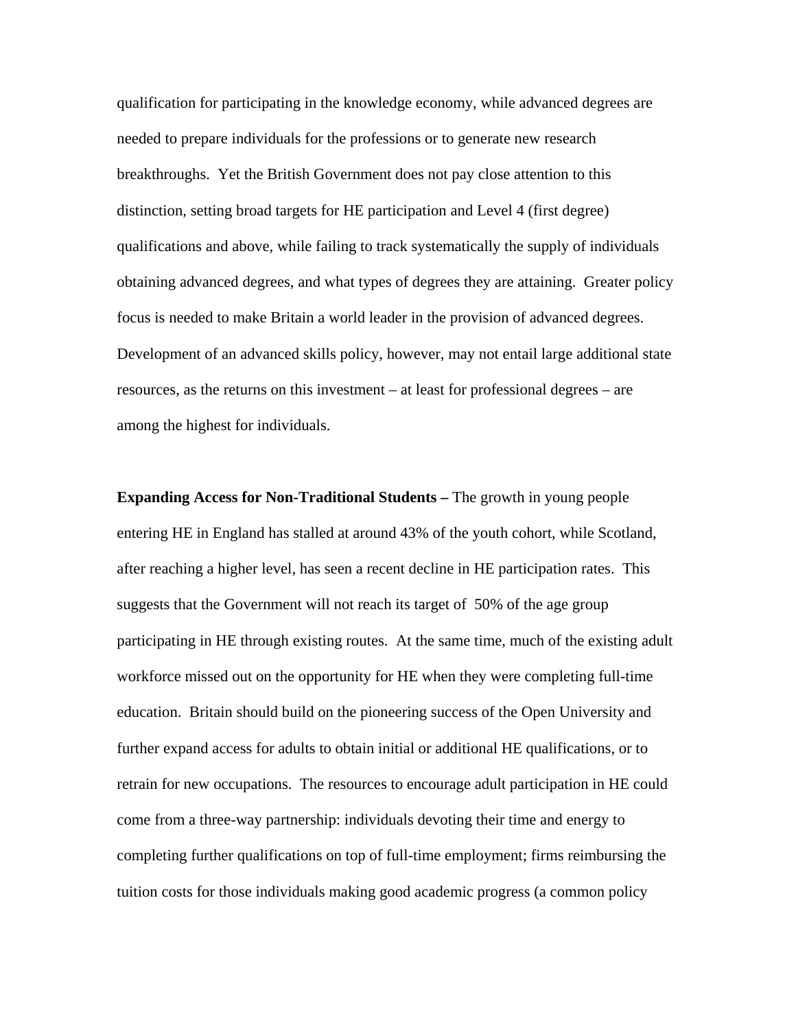qualification for participating in the knowledge economy, while advanced degrees are needed to prepare individuals for the professions or to generate new research breakthroughs. Yet the British Government does not pay close attention to this distinction, setting broad targets for HE participation and Level 4 (first degree) qualifications and above, while failing to track systematically the supply of individuals obtaining advanced degrees, and what types of degrees they are attaining. Greater policy focus is needed to make Britain a world leader in the provision of advanced degrees. Development of an advanced skills policy, however, may not entail large additional state resources, as the returns on this investment – at least for professional degrees – are among the highest for individuals.

**Expanding Access for Non-Traditional Students –** The growth in young people entering HE in England has stalled at around 43% of the youth cohort, while Scotland, after reaching a higher level, has seen a recent decline in HE participation rates. This suggests that the Government will not reach its target of 50% of the age group participating in HE through existing routes. At the same time, much of the existing adult workforce missed out on the opportunity for HE when they were completing full-time education. Britain should build on the pioneering success of the Open University and further expand access for adults to obtain initial or additional HE qualifications, or to retrain for new occupations. The resources to encourage adult participation in HE could come from a three-way partnership: individuals devoting their time and energy to completing further qualifications on top of full-time employment; firms reimbursing the tuition costs for those individuals making good academic progress (a common policy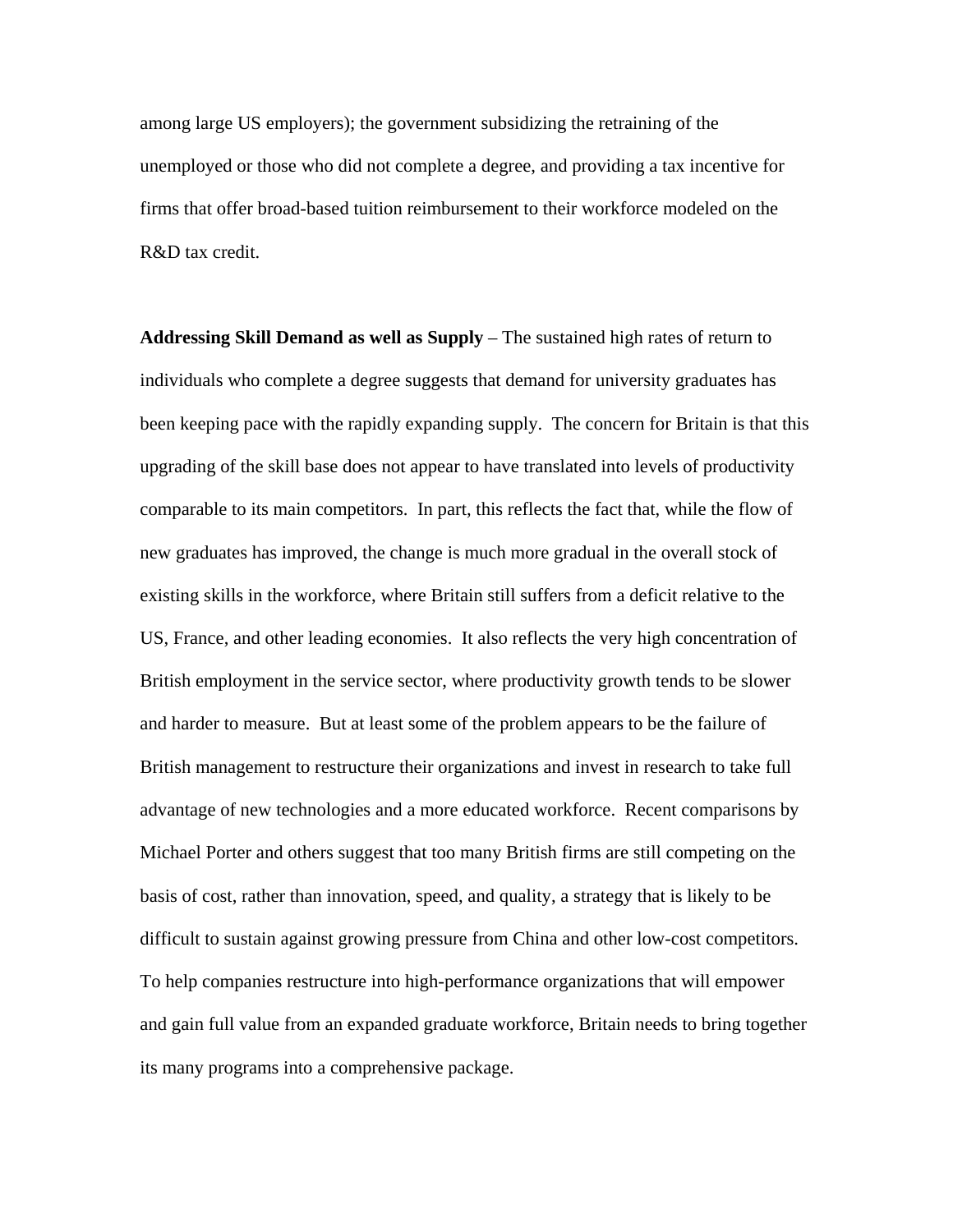among large US employers); the government subsidizing the retraining of the unemployed or those who did not complete a degree, and providing a tax incentive for firms that offer broad-based tuition reimbursement to their workforce modeled on the R&D tax credit.

**Addressing Skill Demand as well as Supply** – The sustained high rates of return to individuals who complete a degree suggests that demand for university graduates has been keeping pace with the rapidly expanding supply. The concern for Britain is that this upgrading of the skill base does not appear to have translated into levels of productivity comparable to its main competitors. In part, this reflects the fact that, while the flow of new graduates has improved, the change is much more gradual in the overall stock of existing skills in the workforce, where Britain still suffers from a deficit relative to the US, France, and other leading economies. It also reflects the very high concentration of British employment in the service sector, where productivity growth tends to be slower and harder to measure. But at least some of the problem appears to be the failure of British management to restructure their organizations and invest in research to take full advantage of new technologies and a more educated workforce. Recent comparisons by Michael Porter and others suggest that too many British firms are still competing on the basis of cost, rather than innovation, speed, and quality, a strategy that is likely to be difficult to sustain against growing pressure from China and other low-cost competitors. To help companies restructure into high-performance organizations that will empower and gain full value from an expanded graduate workforce, Britain needs to bring together its many programs into a comprehensive package.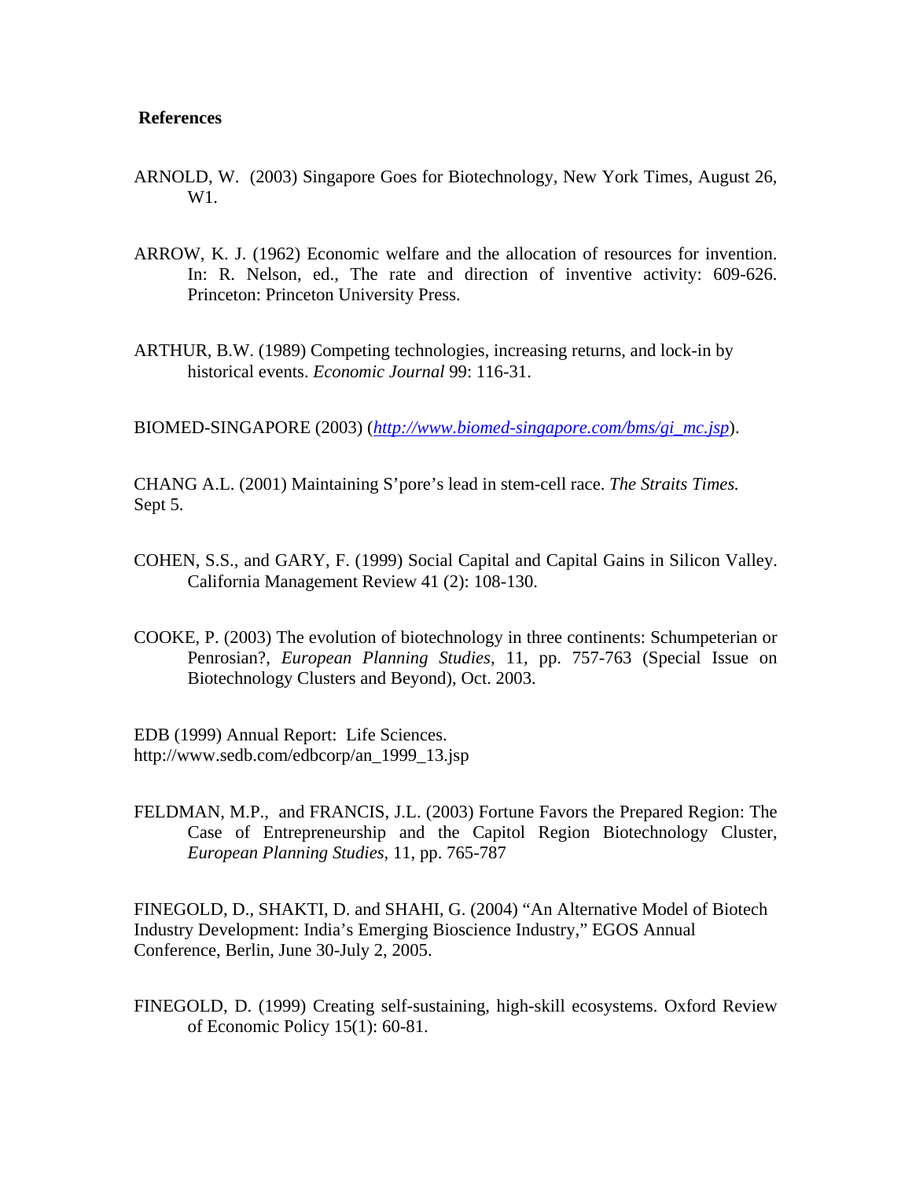**References**

ARNOLD, W. (2003) Singapore Goes for Biotechnology, New York Times, August 26, W1.

ARROW, K. J. (1962) Economic welfare and the allocation of resources for invention. In: R. Nelson, ed., The rate and direction of inventive activity: 609-626. Princeton: Princeton University Press.

ARTHUR, B.W. (1989) Competing technologies, increasing returns, and lock-in by historical events. *Economic Journal* 99: 116-31.

BIOMED-SINGAPORE (2003) (*http://www.biomed-singapore.com/bms/gi_mc.jsp*).

CHANG A.L. (2001) Maintaining S'pore's lead in stem-cell race. *The Straits Times.* Sept 5.

COHEN, S.S., and GARY, F. (1999) Social Capital and Capital Gains in Silicon Valley. California Management Review 41 (2): 108-130.

COOKE, P. (2003) The evolution of biotechnology in three continents: Schumpeterian or Penrosian?, *European Planning Studies*, 11, pp. 757-763 (Special Issue on Biotechnology Clusters and Beyond), Oct. 2003.

EDB (1999) Annual Report: Life Sciences. http://www.sedb.com/edbcorp/an_1999_13.jsp

FELDMAN, M.P., and FRANCIS, J.L. (2003) Fortune Favors the Prepared Region: The Case of Entrepreneurship and the Capitol Region Biotechnology Cluster, *European Planning Studies*, 11, pp. 765-787

FINEGOLD, D., SHAKTI, D. and SHAHI, G. (2004) "An Alternative Model of Biotech Industry Development: India's Emerging Bioscience Industry," EGOS Annual Conference, Berlin, June 30-July 2, 2005.

FINEGOLD, D. (1999) Creating self-sustaining, high-skill ecosystems. Oxford Review of Economic Policy 15(1): 60-81.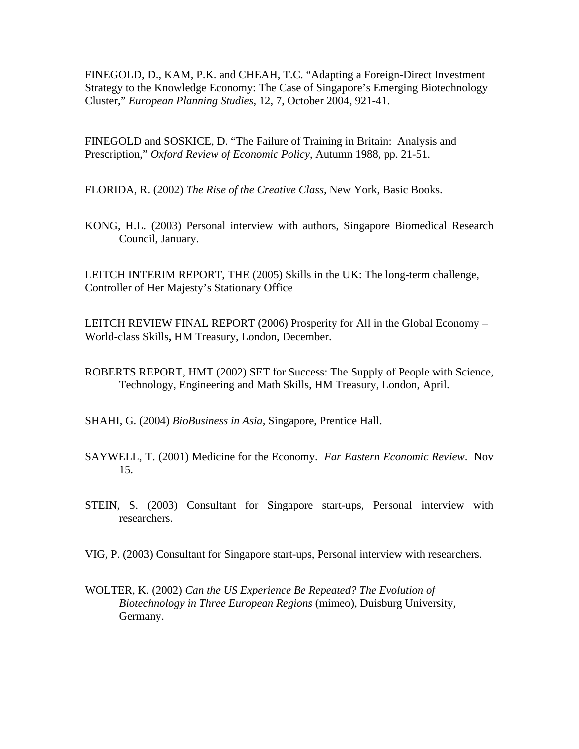FINEGOLD, D., KAM, P.K. and CHEAH, T.C. "Adapting a Foreign-Direct Investment Strategy to the Knowledge Economy: The Case of Singapore's Emerging Biotechnology Cluster," *European Planning Studies,* 12, 7, October 2004, 921-41.

FINEGOLD and SOSKICE, D. "The Failure of Training in Britain: Analysis and Prescription," *Oxford Review of Economic Policy*, Autumn 1988, pp. 21-51.

FLORIDA, R. (2002) *The Rise of the Creative Class,* New York, Basic Books.

KONG, H.L. (2003) Personal interview with authors, Singapore Biomedical Research Council, January.

LEITCH INTERIM REPORT, THE (2005) Skills in the UK: The long-term challenge, Controller of Her Majesty's Stationary Office

LEITCH REVIEW FINAL REPORT (2006) Prosperity for All in the Global Economy – World-class Skills**,** HM Treasury, London, December.

ROBERTS REPORT, HMT (2002) SET for Success: The Supply of People with Science, Technology, Engineering and Math Skills, HM Treasury, London, April.

SHAHI, G. (2004) *BioBusiness in Asia,* Singapore, Prentice Hall.

SAYWELL, T. (2001) Medicine for the Economy. *Far Eastern Economic Review*. Nov 15.

STEIN, S. (2003) Consultant for Singapore start-ups, Personal interview with researchers.

VIG, P. (2003) Consultant for Singapore start-ups, Personal interview with researchers.

WOLTER, K. (2002) *Can the US Experience Be Repeated? The Evolution of Biotechnology in Three European Regions* (mimeo), Duisburg University, Germany.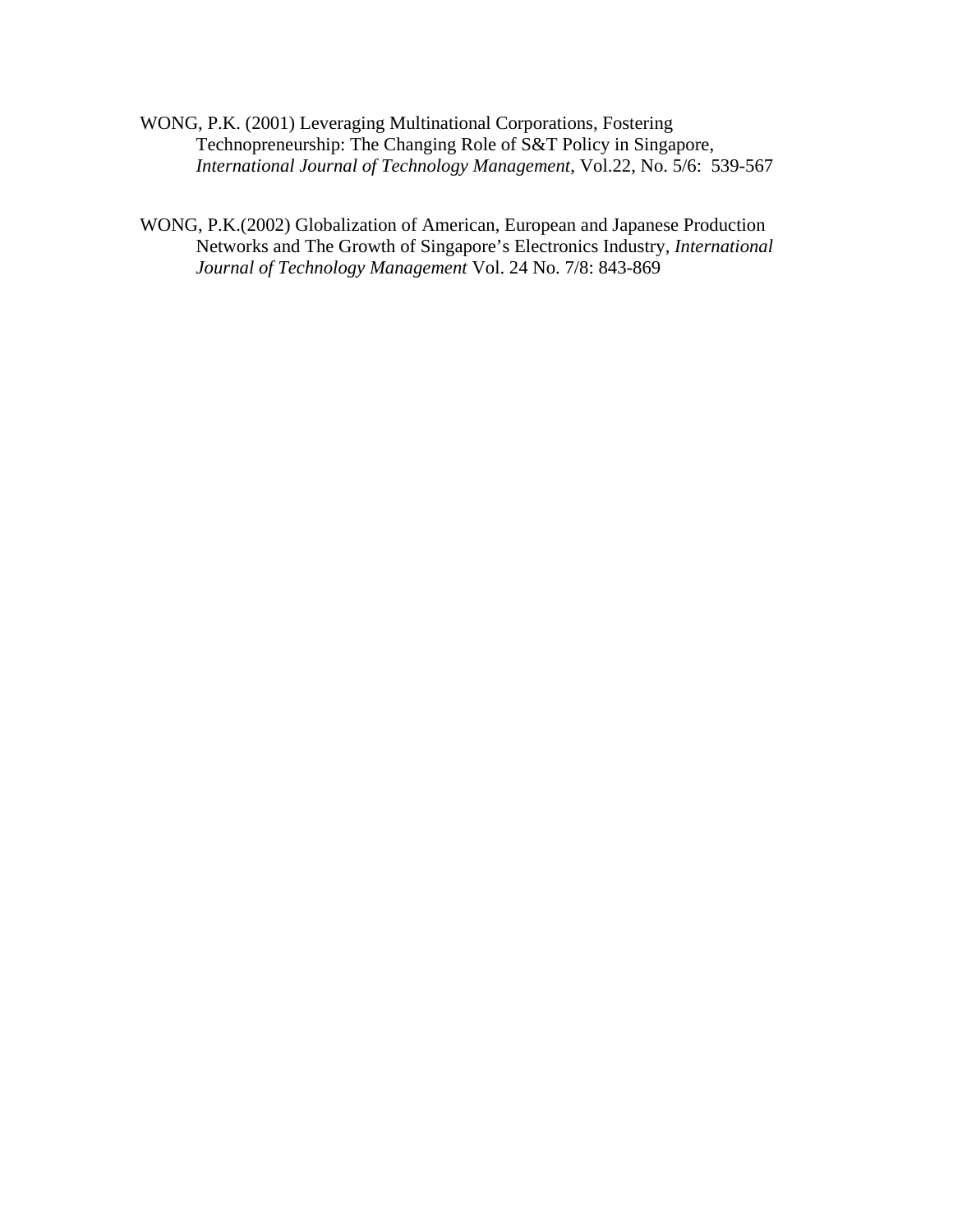WONG, P.K. (2001) Leveraging Multinational Corporations, Fostering Technopreneurship: The Changing Role of S&T Policy in Singapore, *International Journal of Technology Management*, Vol.22, No. 5/6: 539-567

WONG, P.K.(2002) Globalization of American, European and Japanese Production Networks and The Growth of Singapore's Electronics Industry, *International Journal of Technology Management* Vol. 24 No. 7/8: 843-869